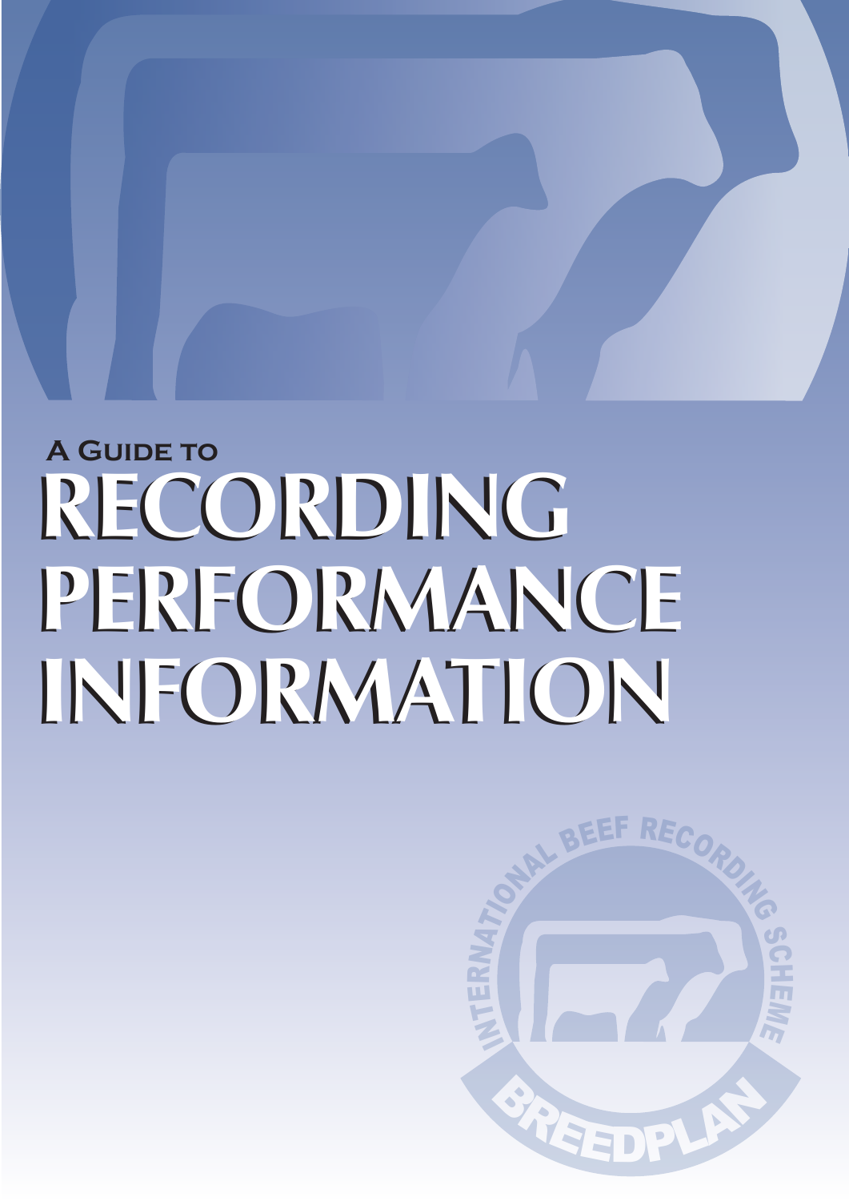## A Guide to

# RECORDING PERFORMANCE INFORMATION

INTERNATIONAL BEEF RECORDING SCHEME

BREEDPLAN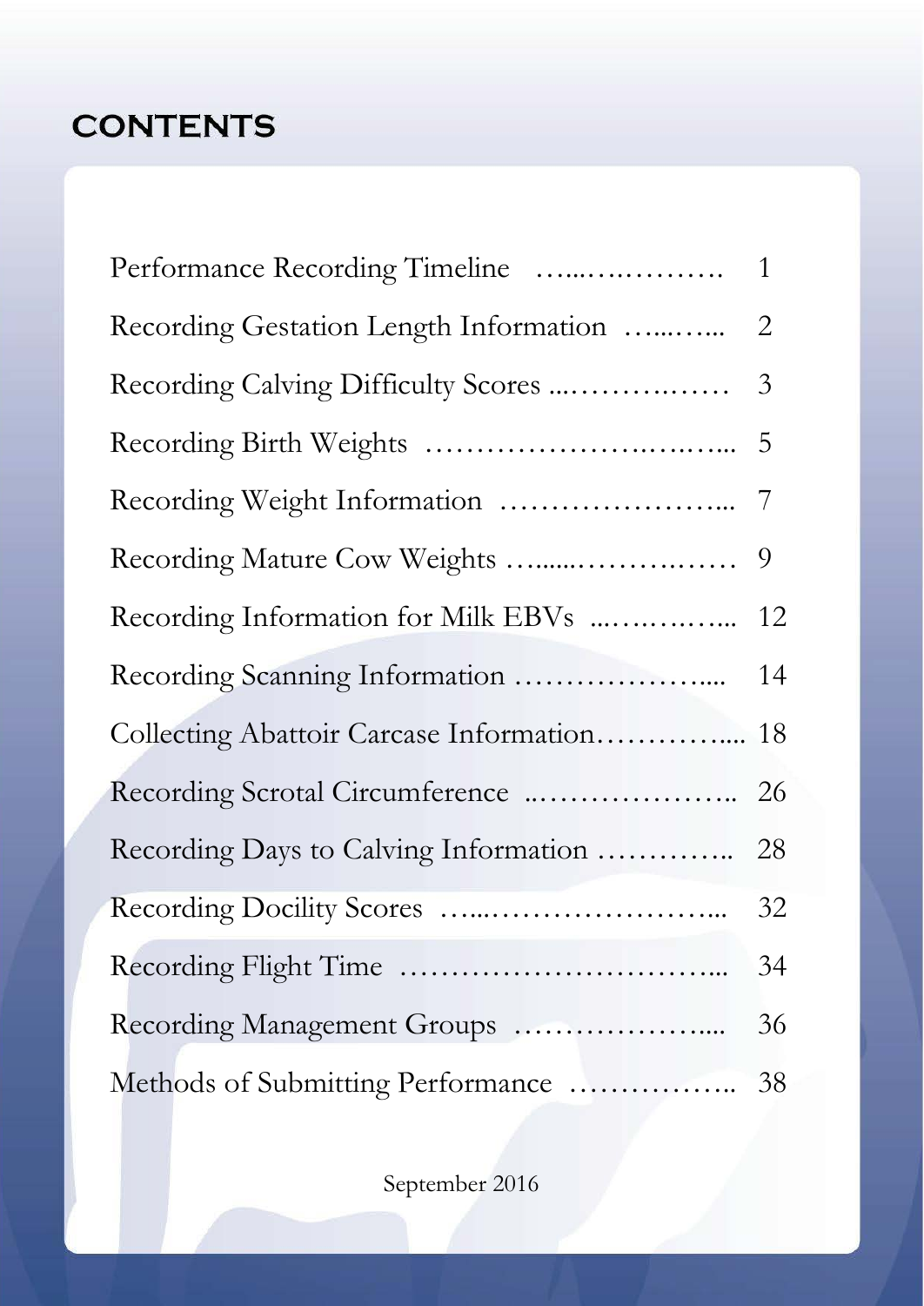# CONTENTS

| | |
|---|---|
| Performance Recording Timeline | 1 |
| Recording Gestation Length Information | 2 |
| Recording Calving Difficulty Scores | 3 |
| Recording Birth Weights | 5 |
| Recording Weight Information | 7 |
| Recording Mature Cow Weights | 9 |
| Recording Information for Milk EBVs | 12 |
| Recording Scanning Information | 14 |
| Collecting Abattoir Carcase Information | 18 |
| Recording Scrotal Circumference | 26 |
| Recording Days to Calving Information | 28 |
| Recording Docility Scores | 32 |
| Recording Flight Time | 34 |
| Recording Management Groups | 36 |
| Methods of Submitting Performance | 38 |

September 2016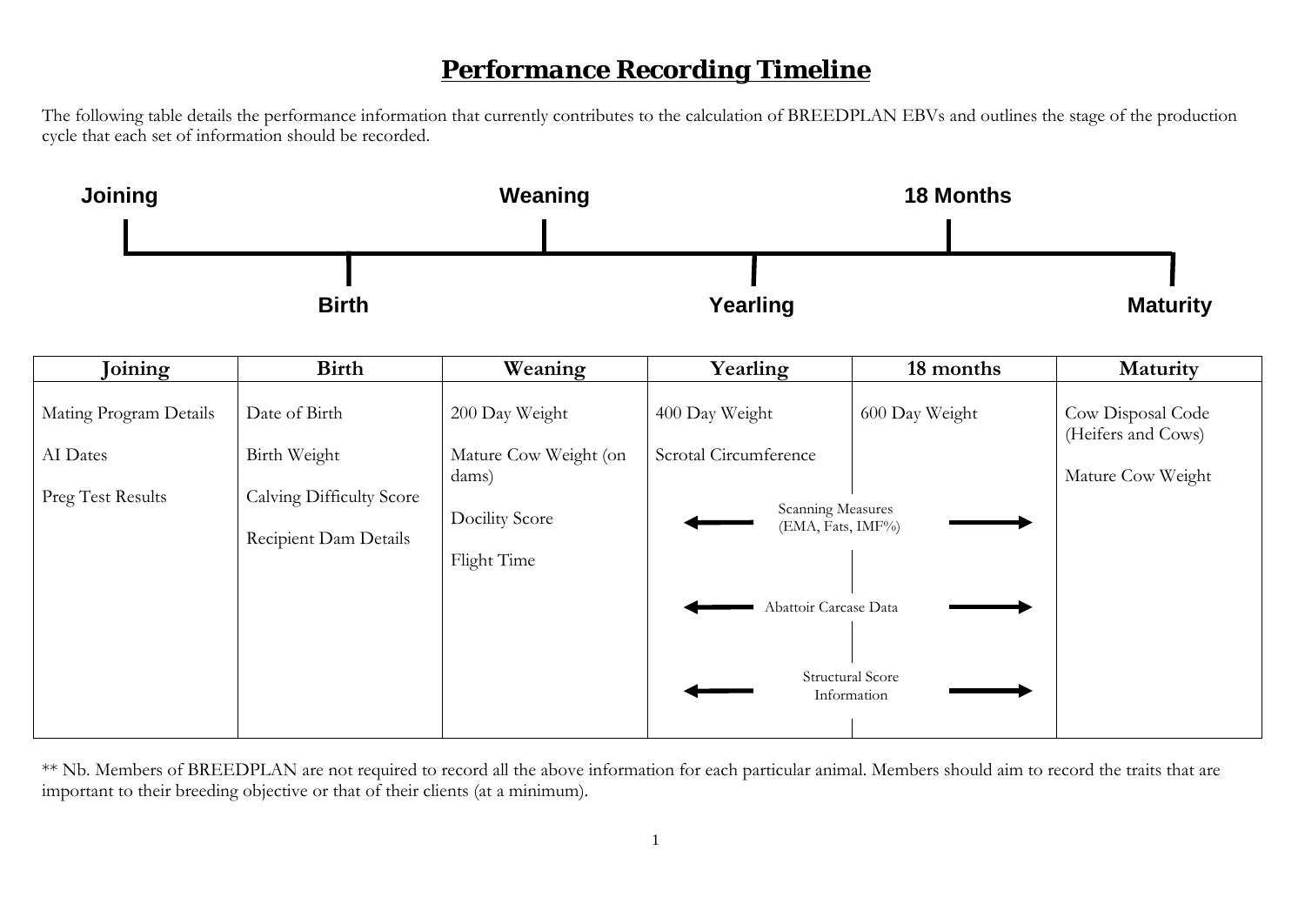# Performance Recording Timeline

The following table details the performance information that currently contributes to the calculation of BREEDPLAN EBVs and outlines the stage of the production cycle that each set of information should be recorded.

**Joining** — **Birth** — **Weaning** — **Yearling** — **18 Months** — **Maturity**

| Joining | Birth | Weaning | Yearling | 18 months | Maturity |
|---|---|---|---|---|---|
| Mating Program Details | Date of Birth | 200 Day Weight | 400 Day Weight | 600 Day Weight | Cow Disposal Code (Heifers and Cows) |
| AI Dates | Birth Weight | Mature Cow Weight (on dams) | Scrotal Circumference | | Mature Cow Weight |
| Preg Test Results | Calving Difficulty Score | Docility Score | ← Scanning Measures (EMA, Fats, IMF%) → | | |
| | Recipient Dam Details | Flight Time | ← Abattoir Carcase Data → | | |
| | | | ← Structural Score Information → | | |

** Nb. Members of BREEDPLAN are not required to record all the above information for each particular animal. Members should aim to record the traits that are important to their breeding objective or that of their clients (at a minimum).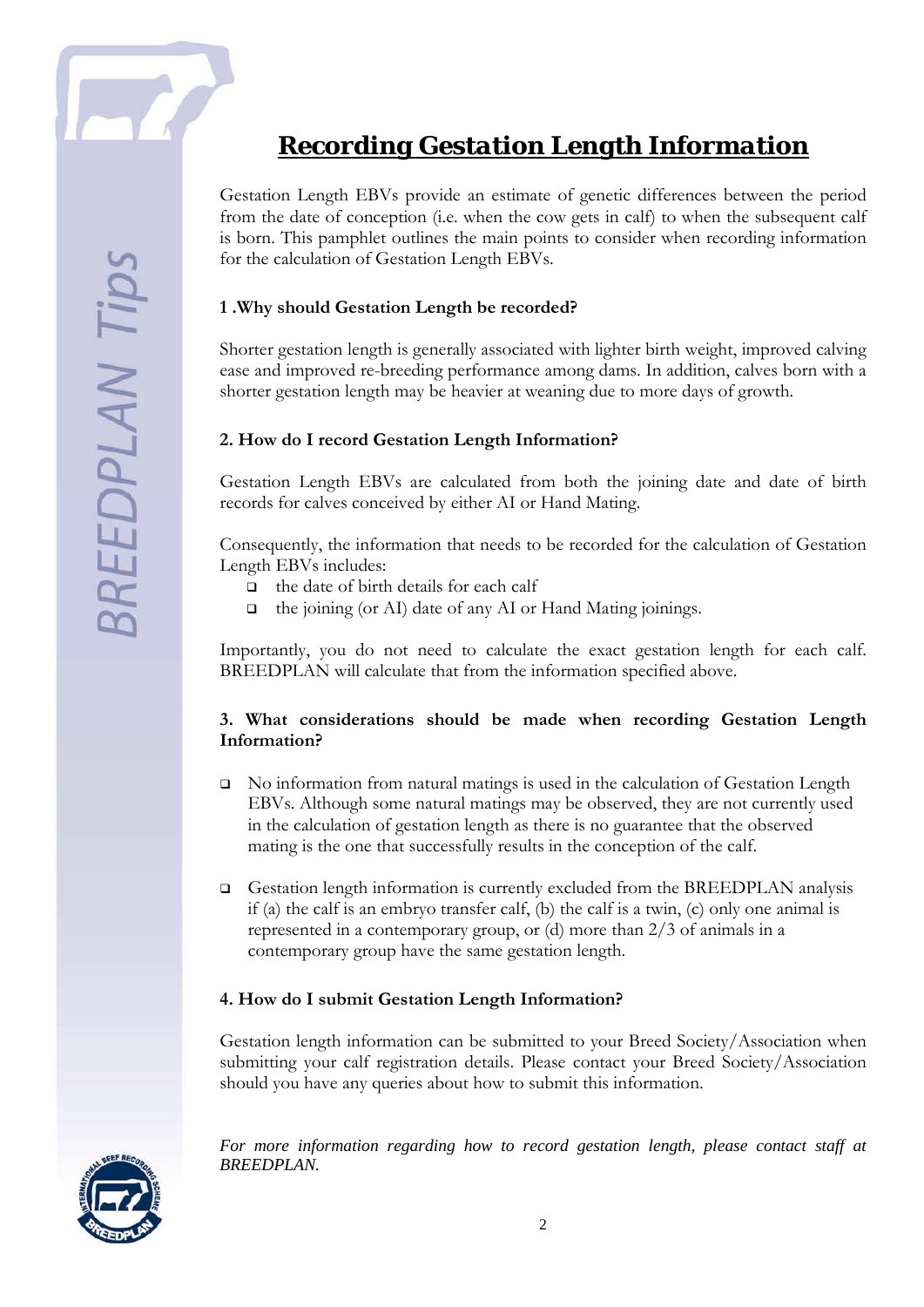# Recording Gestation Length Information

Gestation Length EBVs provide an estimate of genetic differences between the period from the date of conception (i.e. when the cow gets in calf) to when the subsequent calf is born. This pamphlet outlines the main points to consider when recording information for the calculation of Gestation Length EBVs.

### 1 .Why should Gestation Length be recorded?

Shorter gestation length is generally associated with lighter birth weight, improved calving ease and improved re-breeding performance among dams. In addition, calves born with a shorter gestation length may be heavier at weaning due to more days of growth.

### 2. How do I record Gestation Length Information?

Gestation Length EBVs are calculated from both the joining date and date of birth records for calves conceived by either AI or Hand Mating.

Consequently, the information that needs to be recorded for the calculation of Gestation Length EBVs includes:

- the date of birth details for each calf
- the joining (or AI) date of any AI or Hand Mating joinings.

Importantly, you do not need to calculate the exact gestation length for each calf. BREEDPLAN will calculate that from the information specified above.

### 3. What considerations should be made when recording Gestation Length Information?

- No information from natural matings is used in the calculation of Gestation Length EBVs. Although some natural matings may be observed, they are not currently used in the calculation of gestation length as there is no guarantee that the observed mating is the one that successfully results in the conception of the calf.

- Gestation length information is currently excluded from the BREEDPLAN analysis if (a) the calf is an embryo transfer calf, (b) the calf is a twin, (c) only one animal is represented in a contemporary group, or (d) more than 2/3 of animals in a contemporary group have the same gestation length.

### 4. How do I submit Gestation Length Information?

Gestation length information can be submitted to your Breed Society/Association when submitting your calf registration details. Please contact your Breed Society/Association should you have any queries about how to submit this information.

*For more information regarding how to record gestation length, please contact staff at BREEDPLAN.*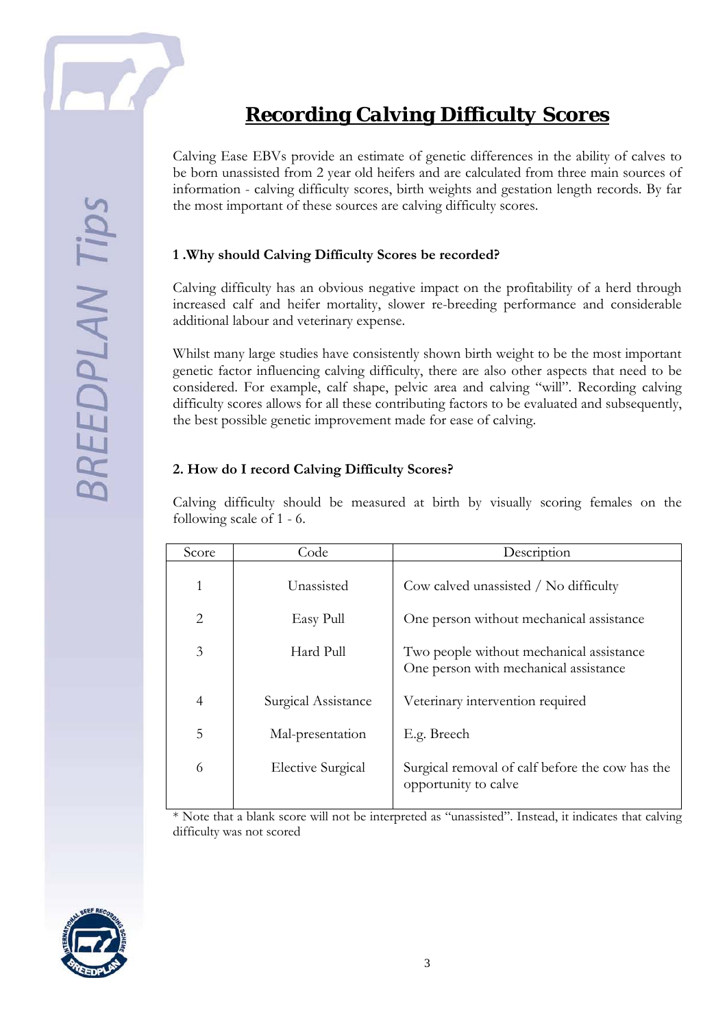# Recording Calving Difficulty Scores

Calving Ease EBVs provide an estimate of genetic differences in the ability of calves to be born unassisted from 2 year old heifers and are calculated from three main sources of information - calving difficulty scores, birth weights and gestation length records. By far the most important of these sources are calving difficulty scores.

### 1 .Why should Calving Difficulty Scores be recorded?

Calving difficulty has an obvious negative impact on the profitability of a herd through increased calf and heifer mortality, slower re-breeding performance and considerable additional labour and veterinary expense.

Whilst many large studies have consistently shown birth weight to be the most important genetic factor influencing calving difficulty, there are also other aspects that need to be considered. For example, calf shape, pelvic area and calving "will". Recording calving difficulty scores allows for all these contributing factors to be evaluated and subsequently, the best possible genetic improvement made for ease of calving.

### 2. How do I record Calving Difficulty Scores?

Calving difficulty should be measured at birth by visually scoring females on the following scale of 1 - 6.

| Score | Code | Description |
|---|---|---|
| 1 | Unassisted | Cow calved unassisted / No difficulty |
| 2 | Easy Pull | One person without mechanical assistance |
| 3 | Hard Pull | Two people without mechanical assistance<br>One person with mechanical assistance |
| 4 | Surgical Assistance | Veterinary intervention required |
| 5 | Mal-presentation | E.g. Breech |
| 6 | Elective Surgical | Surgical removal of calf before the cow has the opportunity to calve |

* Note that a blank score will not be interpreted as "unassisted". Instead, it indicates that calving difficulty was not scored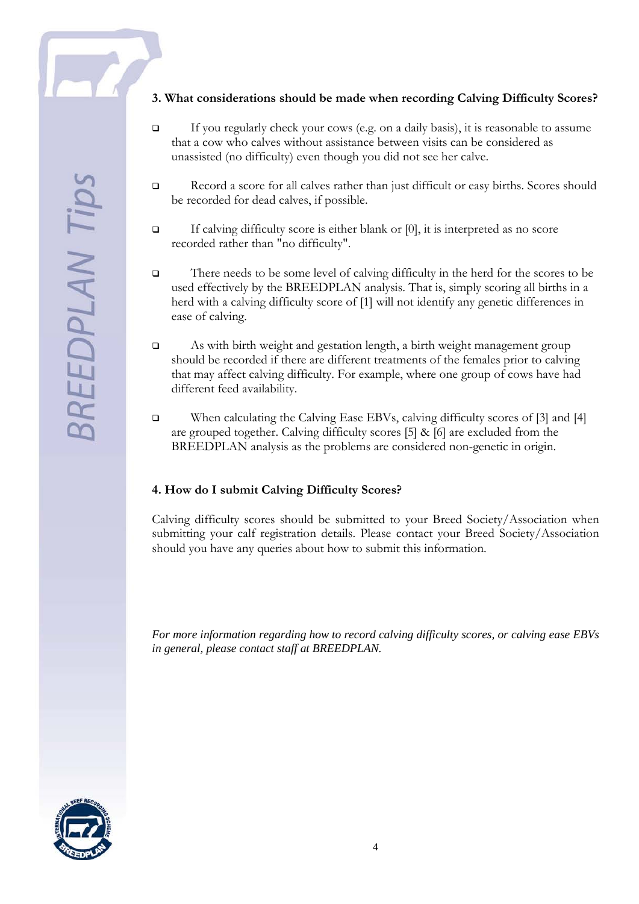### 3. What considerations should be made when recording Calving Difficulty Scores?

- If you regularly check your cows (e.g. on a daily basis), it is reasonable to assume that a cow who calves without assistance between visits can be considered as unassisted (no difficulty) even though you did not see her calve.

- Record a score for all calves rather than just difficult or easy births. Scores should be recorded for dead calves, if possible.

- If calving difficulty score is either blank or [0], it is interpreted as no score recorded rather than "no difficulty".

- There needs to be some level of calving difficulty in the herd for the scores to be used effectively by the BREEDPLAN analysis. That is, simply scoring all births in a herd with a calving difficulty score of [1] will not identify any genetic differences in ease of calving.

- As with birth weight and gestation length, a birth weight management group should be recorded if there are different treatments of the females prior to calving that may affect calving difficulty. For example, where one group of cows have had different feed availability.

- When calculating the Calving Ease EBVs, calving difficulty scores of [3] and [4] are grouped together. Calving difficulty scores [5] & [6] are excluded from the BREEDPLAN analysis as the problems are considered non-genetic in origin.

### 4. How do I submit Calving Difficulty Scores?

Calving difficulty scores should be submitted to your Breed Society/Association when submitting your calf registration details. Please contact your Breed Society/Association should you have any queries about how to submit this information.

*For more information regarding how to record calving difficulty scores, or calving ease EBVs in general, please contact staff at BREEDPLAN.*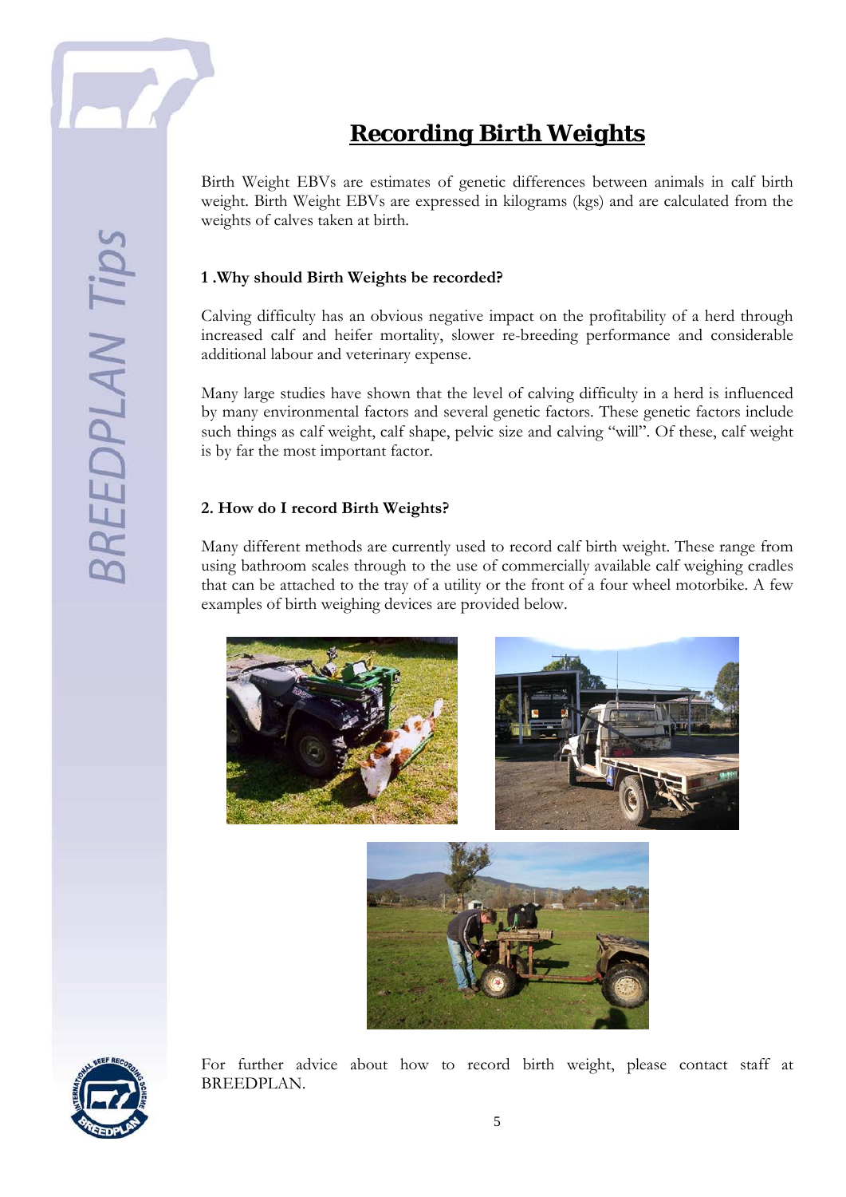# Recording Birth Weights

Birth Weight EBVs are estimates of genetic differences between animals in calf birth weight. Birth Weight EBVs are expressed in kilograms (kgs) and are calculated from the weights of calves taken at birth.

## 1 .Why should Birth Weights be recorded?

Calving difficulty has an obvious negative impact on the profitability of a herd through increased calf and heifer mortality, slower re-breeding performance and considerable additional labour and veterinary expense.

Many large studies have shown that the level of calving difficulty in a herd is influenced by many environmental factors and several genetic factors. These genetic factors include such things as calf weight, calf shape, pelvic size and calving "will". Of these, calf weight is by far the most important factor.

## 2. How do I record Birth Weights?

Many different methods are currently used to record calf birth weight. These range from using bathroom scales through to the use of commercially available calf weighing cradles that can be attached to the tray of a utility or the front of a four wheel motorbike. A few examples of birth weighing devices are provided below.

For further advice about how to record birth weight, please contact staff at BREEDPLAN.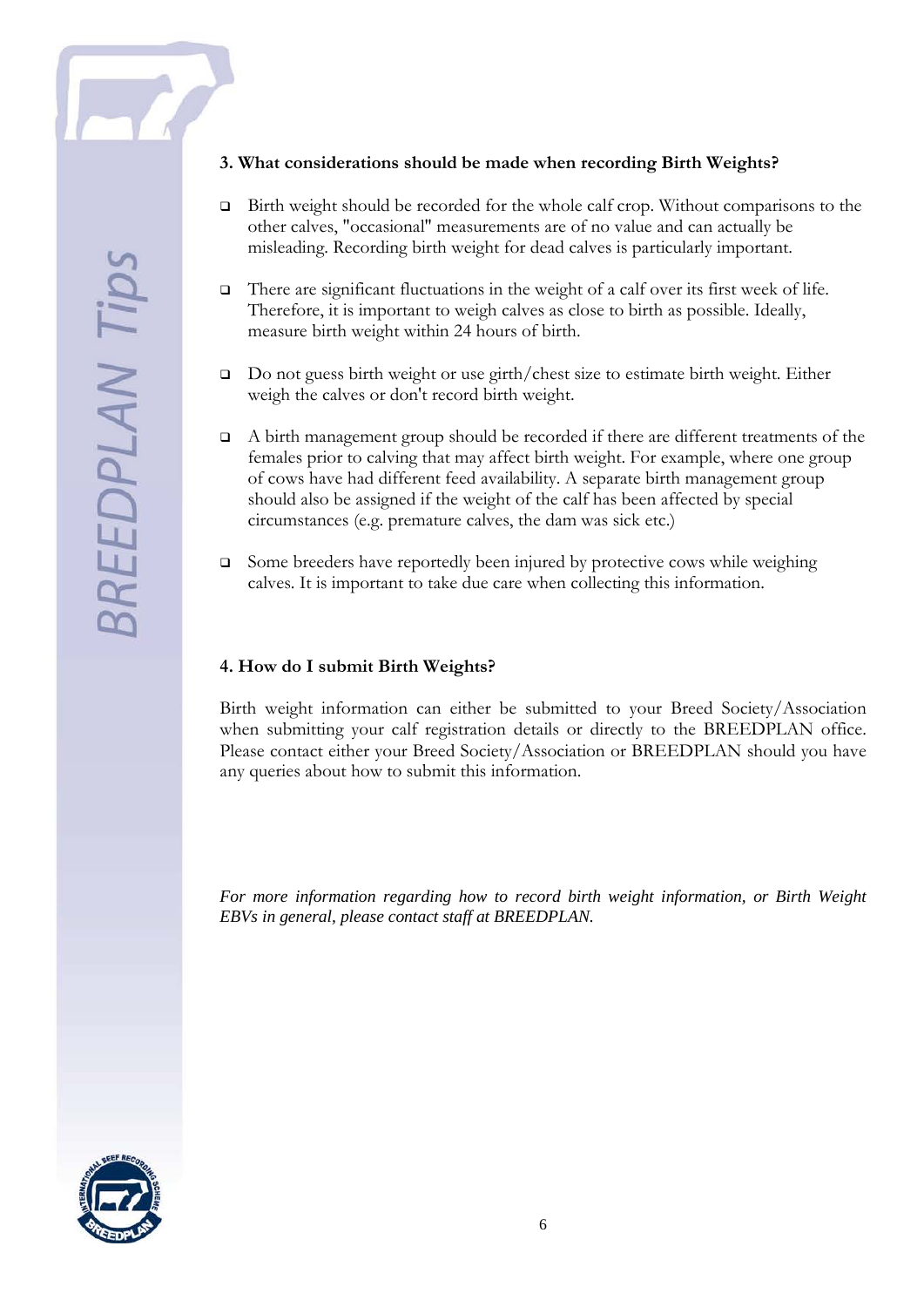### 3. What considerations should be made when recording Birth Weights?

- Birth weight should be recorded for the whole calf crop. Without comparisons to the other calves, "occasional" measurements are of no value and can actually be misleading. Recording birth weight for dead calves is particularly important.

- There are significant fluctuations in the weight of a calf over its first week of life. Therefore, it is important to weigh calves as close to birth as possible. Ideally, measure birth weight within 24 hours of birth.

- Do not guess birth weight or use girth/chest size to estimate birth weight. Either weigh the calves or don't record birth weight.

- A birth management group should be recorded if there are different treatments of the females prior to calving that may affect birth weight. For example, where one group of cows have had different feed availability. A separate birth management group should also be assigned if the weight of the calf has been affected by special circumstances (e.g. premature calves, the dam was sick etc.)

- Some breeders have reportedly been injured by protective cows while weighing calves. It is important to take due care when collecting this information.

### 4. How do I submit Birth Weights?

Birth weight information can either be submitted to your Breed Society/Association when submitting your calf registration details or directly to the BREEDPLAN office. Please contact either your Breed Society/Association or BREEDPLAN should you have any queries about how to submit this information.

*For more information regarding how to record birth weight information, or Birth Weight EBVs in general, please contact staff at BREEDPLAN.*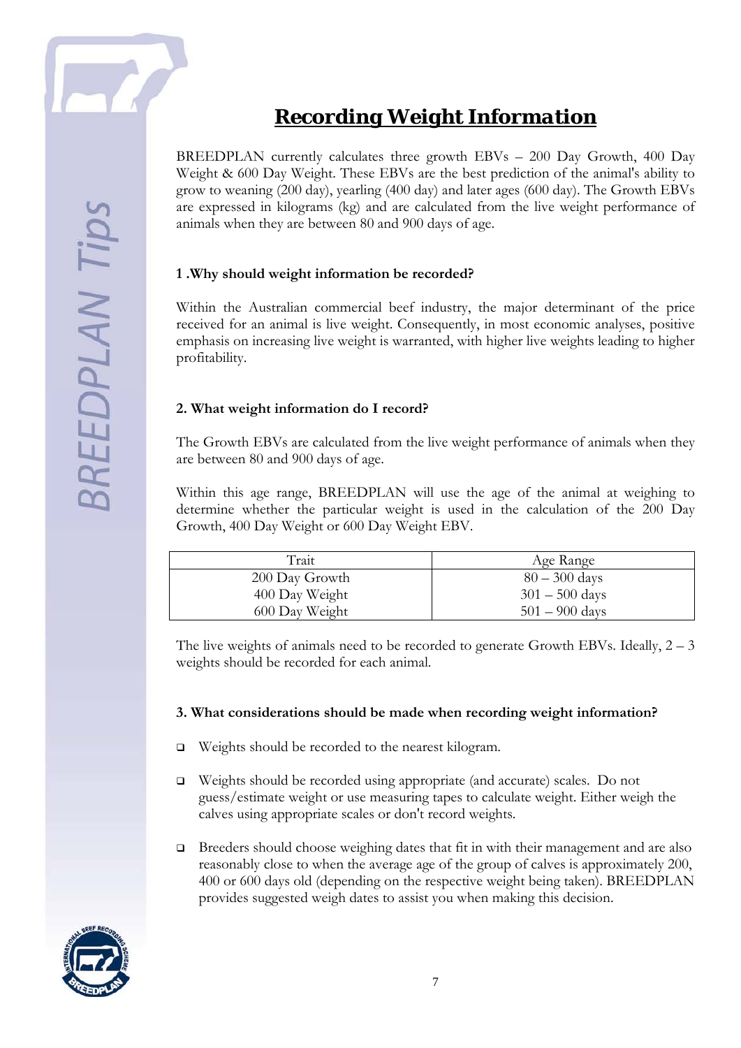# Recording Weight Information

BREEDPLAN currently calculates three growth EBVs – 200 Day Growth, 400 Day Weight & 600 Day Weight. These EBVs are the best prediction of the animal's ability to grow to weaning (200 day), yearling (400 day) and later ages (600 day). The Growth EBVs are expressed in kilograms (kg) and are calculated from the live weight performance of animals when they are between 80 and 900 days of age.

**1 .Why should weight information be recorded?**

Within the Australian commercial beef industry, the major determinant of the price received for an animal is live weight. Consequently, in most economic analyses, positive emphasis on increasing live weight is warranted, with higher live weights leading to higher profitability.

**2. What weight information do I record?**

The Growth EBVs are calculated from the live weight performance of animals when they are between 80 and 900 days of age.

Within this age range, BREEDPLAN will use the age of the animal at weighing to determine whether the particular weight is used in the calculation of the 200 Day Growth, 400 Day Weight or 600 Day Weight EBV.

| Trait | Age Range |
|---|---|
| 200 Day Growth | 80 – 300 days |
| 400 Day Weight | 301 – 500 days |
| 600 Day Weight | 501 – 900 days |

The live weights of animals need to be recorded to generate Growth EBVs. Ideally, 2 – 3 weights should be recorded for each animal.

**3. What considerations should be made when recording weight information?**

- Weights should be recorded to the nearest kilogram.
- Weights should be recorded using appropriate (and accurate) scales. Do not guess/estimate weight or use measuring tapes to calculate weight. Either weigh the calves using appropriate scales or don't record weights.
- Breeders should choose weighing dates that fit in with their management and are also reasonably close to when the average age of the group of calves is approximately 200, 400 or 600 days old (depending on the respective weight being taken). BREEDPLAN provides suggested weigh dates to assist you when making this decision.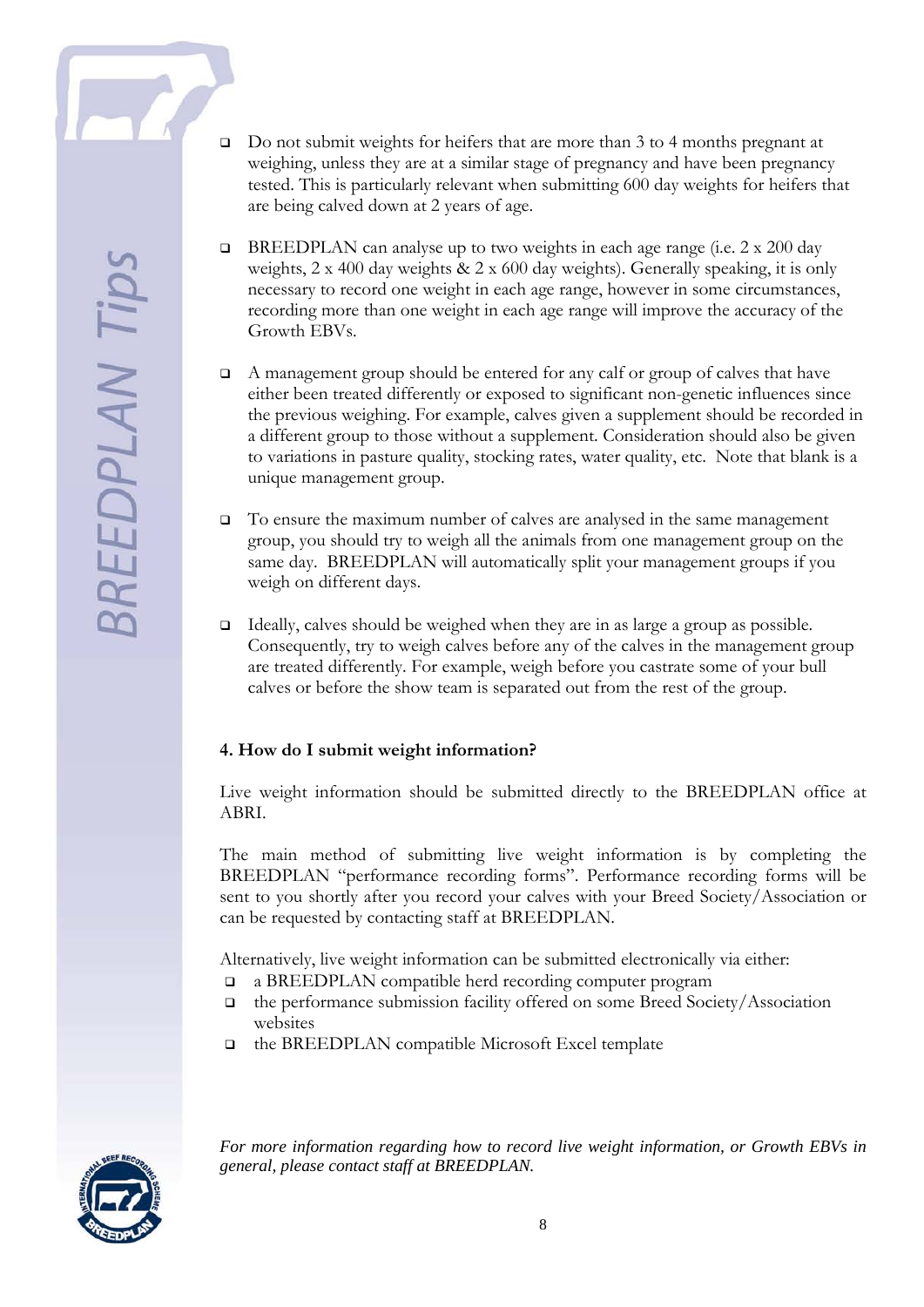- Do not submit weights for heifers that are more than 3 to 4 months pregnant at weighing, unless they are at a similar stage of pregnancy and have been pregnancy tested. This is particularly relevant when submitting 600 day weights for heifers that are being calved down at 2 years of age.

- BREEDPLAN can analyse up to two weights in each age range (i.e. 2 x 200 day weights, 2 x 400 day weights & 2 x 600 day weights). Generally speaking, it is only necessary to record one weight in each age range, however in some circumstances, recording more than one weight in each age range will improve the accuracy of the Growth EBVs.

- A management group should be entered for any calf or group of calves that have either been treated differently or exposed to significant non-genetic influences since the previous weighing. For example, calves given a supplement should be recorded in a different group to those without a supplement. Consideration should also be given to variations in pasture quality, stocking rates, water quality, etc. Note that blank is a unique management group.

- To ensure the maximum number of calves are analysed in the same management group, you should try to weigh all the animals from one management group on the same day. BREEDPLAN will automatically split your management groups if you weigh on different days.

- Ideally, calves should be weighed when they are in as large a group as possible. Consequently, try to weigh calves before any of the calves in the management group are treated differently. For example, weigh before you castrate some of your bull calves or before the show team is separated out from the rest of the group.

**4. How do I submit weight information?**

Live weight information should be submitted directly to the BREEDPLAN office at ABRI.

The main method of submitting live weight information is by completing the BREEDPLAN "performance recording forms". Performance recording forms will be sent to you shortly after you record your calves with your Breed Society/Association or can be requested by contacting staff at BREEDPLAN.

Alternatively, live weight information can be submitted electronically via either:

- a BREEDPLAN compatible herd recording computer program
- the performance submission facility offered on some Breed Society/Association websites
- the BREEDPLAN compatible Microsoft Excel template

*For more information regarding how to record live weight information, or Growth EBVs in general, please contact staff at BREEDPLAN.*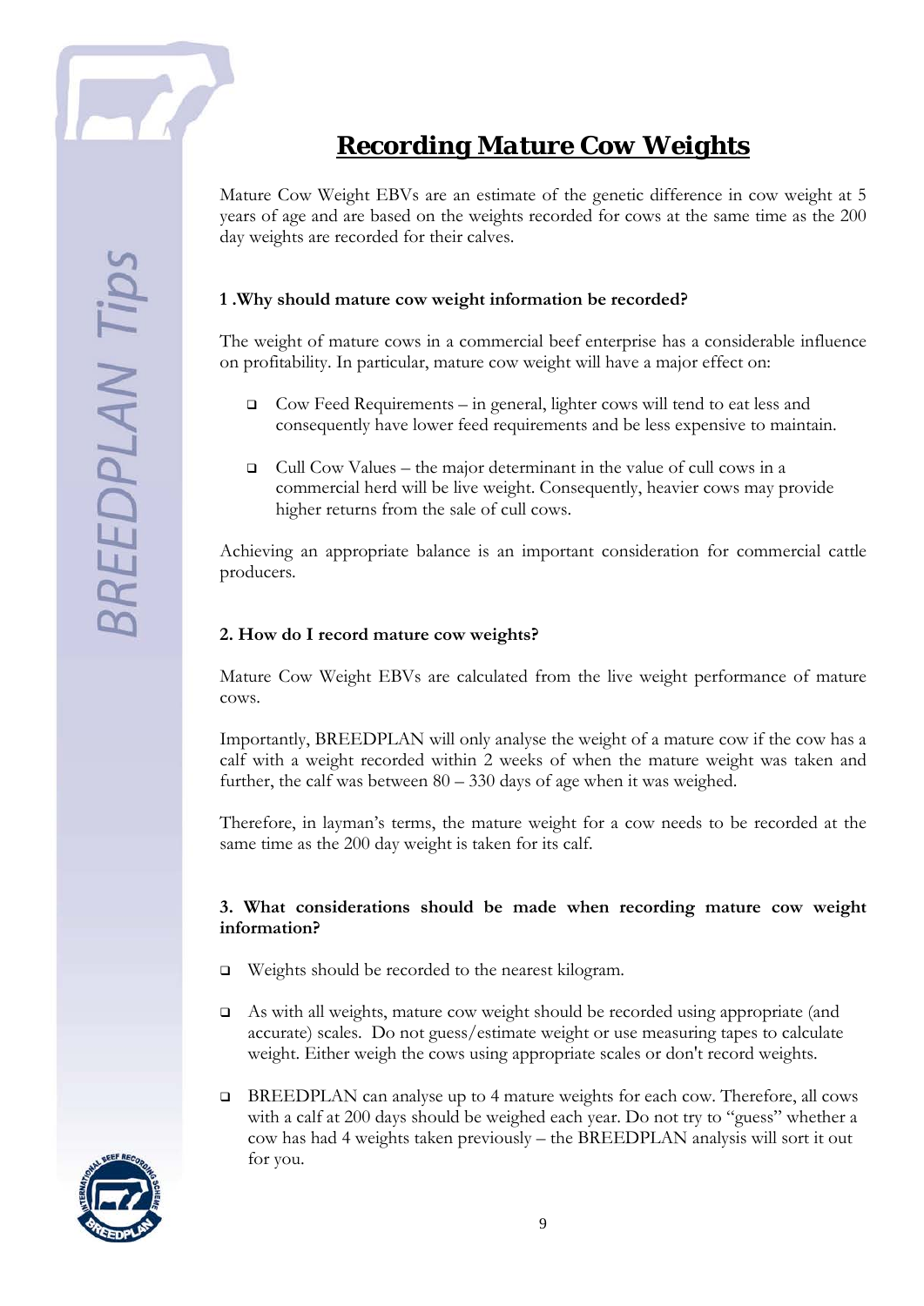# Recording Mature Cow Weights

Mature Cow Weight EBVs are an estimate of the genetic difference in cow weight at 5 years of age and are based on the weights recorded for cows at the same time as the 200 day weights are recorded for their calves.

### 1 .Why should mature cow weight information be recorded?

The weight of mature cows in a commercial beef enterprise has a considerable influence on profitability. In particular, mature cow weight will have a major effect on:

- Cow Feed Requirements – in general, lighter cows will tend to eat less and consequently have lower feed requirements and be less expensive to maintain.
- Cull Cow Values – the major determinant in the value of cull cows in a commercial herd will be live weight. Consequently, heavier cows may provide higher returns from the sale of cull cows.

Achieving an appropriate balance is an important consideration for commercial cattle producers.

### 2. How do I record mature cow weights?

Mature Cow Weight EBVs are calculated from the live weight performance of mature cows.

Importantly, BREEDPLAN will only analyse the weight of a mature cow if the cow has a calf with a weight recorded within 2 weeks of when the mature weight was taken and further, the calf was between 80 – 330 days of age when it was weighed.

Therefore, in layman's terms, the mature weight for a cow needs to be recorded at the same time as the 200 day weight is taken for its calf.

### 3. What considerations should be made when recording mature cow weight information?

- Weights should be recorded to the nearest kilogram.
- As with all weights, mature cow weight should be recorded using appropriate (and accurate) scales. Do not guess/estimate weight or use measuring tapes to calculate weight. Either weigh the cows using appropriate scales or don't record weights.
- BREEDPLAN can analyse up to 4 mature weights for each cow. Therefore, all cows with a calf at 200 days should be weighed each year. Do not try to "guess" whether a cow has had 4 weights taken previously – the BREEDPLAN analysis will sort it out for you.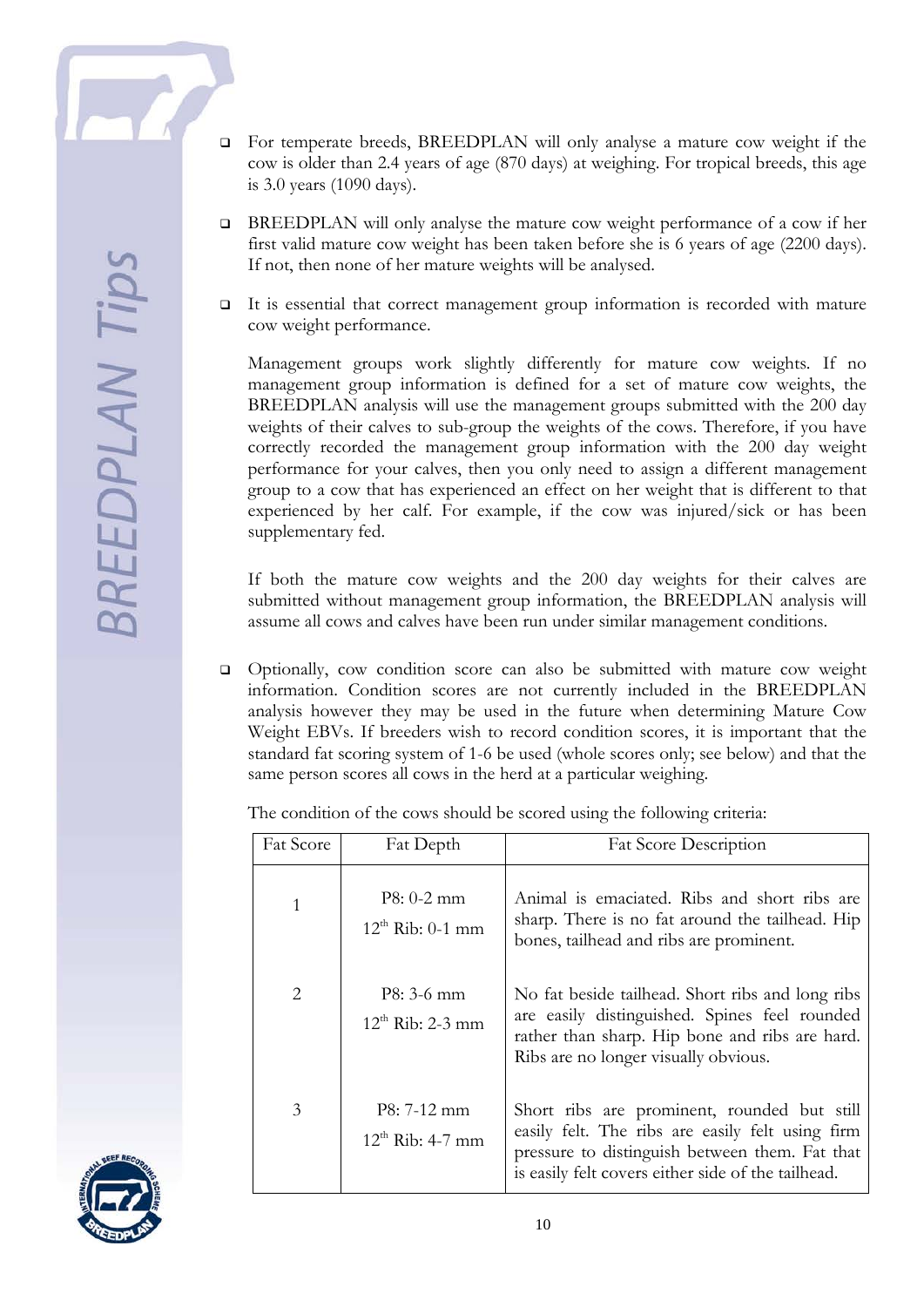- For temperate breeds, BREEDPLAN will only analyse a mature cow weight if the cow is older than 2.4 years of age (870 days) at weighing. For tropical breeds, this age is 3.0 years (1090 days).

- BREEDPLAN will only analyse the mature cow weight performance of a cow if her first valid mature cow weight has been taken before she is 6 years of age (2200 days). If not, then none of her mature weights will be analysed.

- It is essential that correct management group information is recorded with mature cow weight performance.

  Management groups work slightly differently for mature cow weights. If no management group information is defined for a set of mature cow weights, the BREEDPLAN analysis will use the management groups submitted with the 200 day weights of their calves to sub-group the weights of the cows. Therefore, if you have correctly recorded the management group information with the 200 day weight performance for your calves, then you only need to assign a different management group to a cow that has experienced an effect on her weight that is different to that experienced by her calf. For example, if the cow was injured/sick or has been supplementary fed.

  If both the mature cow weights and the 200 day weights for their calves are submitted without management group information, the BREEDPLAN analysis will assume all cows and calves have been run under similar management conditions.

- Optionally, cow condition score can also be submitted with mature cow weight information. Condition scores are not currently included in the BREEDPLAN analysis however they may be used in the future when determining Mature Cow Weight EBVs. If breeders wish to record condition scores, it is important that the standard fat scoring system of 1-6 be used (whole scores only; see below) and that the same person scores all cows in the herd at a particular weighing.

  The condition of the cows should be scored using the following criteria:

| Fat Score | Fat Depth | Fat Score Description |
|---|---|---|
| 1 | P8: 0-2 mm<br>12th Rib: 0-1 mm | Animal is emaciated. Ribs and short ribs are sharp. There is no fat around the tailhead. Hip bones, tailhead and ribs are prominent. |
| 2 | P8: 3-6 mm<br>12th Rib: 2-3 mm | No fat beside tailhead. Short ribs and long ribs are easily distinguished. Spines feel rounded rather than sharp. Hip bone and ribs are hard. Ribs are no longer visually obvious. |
| 3 | P8: 7-12 mm<br>12th Rib: 4-7 mm | Short ribs are prominent, rounded but still easily felt. The ribs are easily felt using firm pressure to distinguish between them. Fat that is easily felt covers either side of the tailhead. |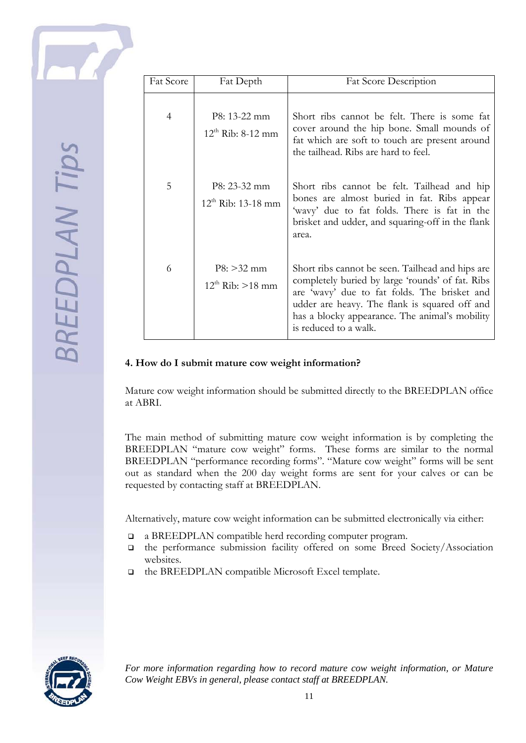| Fat Score | Fat Depth | Fat Score Description |
|---|---|---|
| 4 | P8: 13-22 mm<br>12th Rib: 8-12 mm | Short ribs cannot be felt. There is some fat cover around the hip bone. Small mounds of fat which are soft to touch are present around the tailhead. Ribs are hard to feel. |
| 5 | P8: 23-32 mm<br>12th Rib: 13-18 mm | Short ribs cannot be felt. Tailhead and hip bones are almost buried in fat. Ribs appear 'wavy' due to fat folds. There is fat in the brisket and udder, and squaring-off in the flank area. |
| 6 | P8: >32 mm<br>12th Rib: >18 mm | Short ribs cannot be seen. Tailhead and hips are completely buried by large 'rounds' of fat. Ribs are 'wavy' due to fat folds. The brisket and udder are heavy. The flank is squared off and has a blocky appearance. The animal's mobility is reduced to a walk. |

**4. How do I submit mature cow weight information?**

Mature cow weight information should be submitted directly to the BREEDPLAN office at ABRI.

The main method of submitting mature cow weight information is by completing the BREEDPLAN "mature cow weight" forms. These forms are similar to the normal BREEDPLAN "performance recording forms". "Mature cow weight" forms will be sent out as standard when the 200 day weight forms are sent for your calves or can be requested by contacting staff at BREEDPLAN.

Alternatively, mature cow weight information can be submitted electronically via either:

- a BREEDPLAN compatible herd recording computer program.
- the performance submission facility offered on some Breed Society/Association websites.
- the BREEDPLAN compatible Microsoft Excel template.

*For more information regarding how to record mature cow weight information, or Mature Cow Weight EBVs in general, please contact staff at BREEDPLAN.*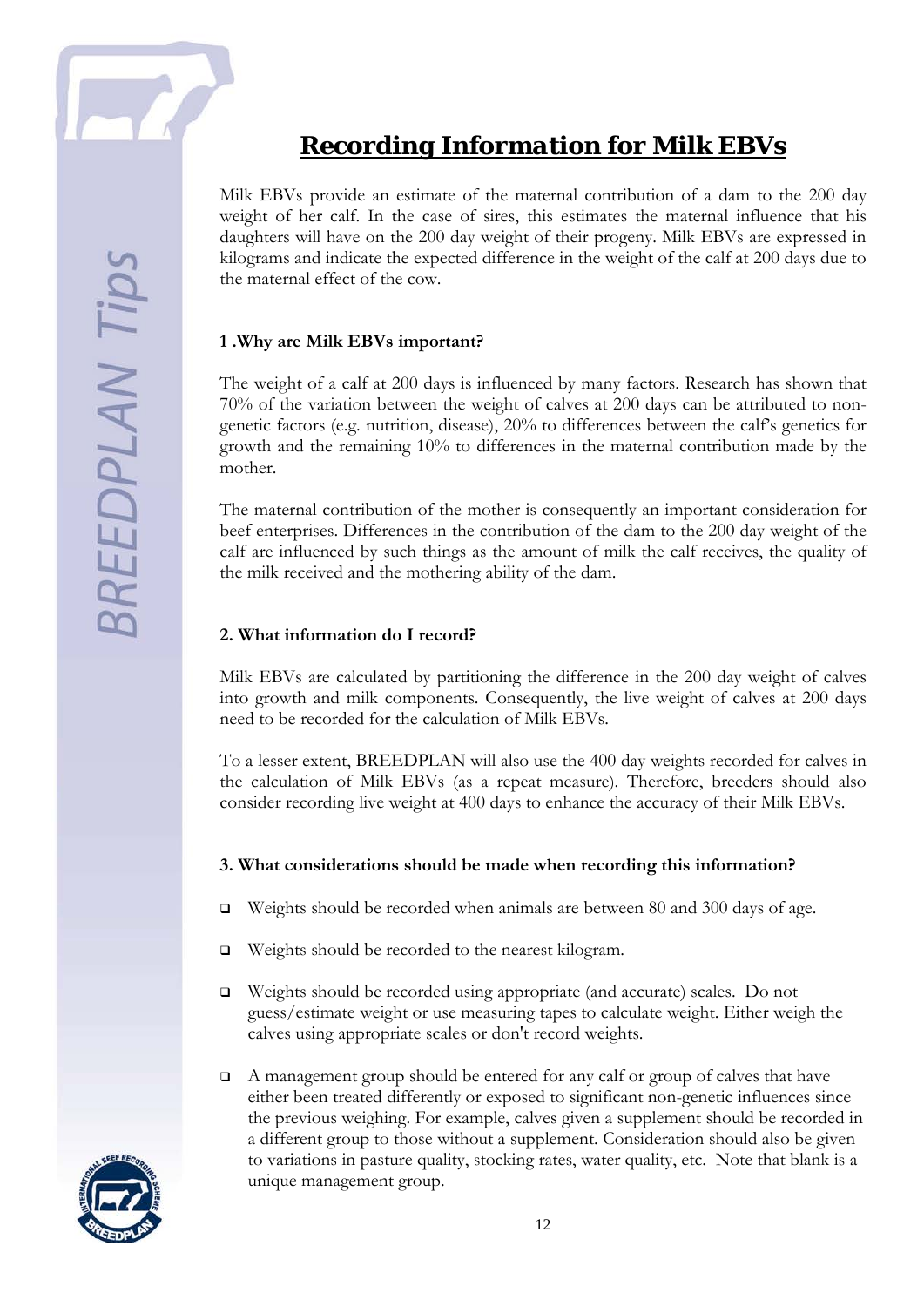# Recording Information for Milk EBVs

Milk EBVs provide an estimate of the maternal contribution of a dam to the 200 day weight of her calf. In the case of sires, this estimates the maternal influence that his daughters will have on the 200 day weight of their progeny. Milk EBVs are expressed in kilograms and indicate the expected difference in the weight of the calf at 200 days due to the maternal effect of the cow.

### 1 .Why are Milk EBVs important?

The weight of a calf at 200 days is influenced by many factors. Research has shown that 70% of the variation between the weight of calves at 200 days can be attributed to non-genetic factors (e.g. nutrition, disease), 20% to differences between the calf's genetics for growth and the remaining 10% to differences in the maternal contribution made by the mother.

The maternal contribution of the mother is consequently an important consideration for beef enterprises. Differences in the contribution of the dam to the 200 day weight of the calf are influenced by such things as the amount of milk the calf receives, the quality of the milk received and the mothering ability of the dam.

### 2. What information do I record?

Milk EBVs are calculated by partitioning the difference in the 200 day weight of calves into growth and milk components. Consequently, the live weight of calves at 200 days need to be recorded for the calculation of Milk EBVs.

To a lesser extent, BREEDPLAN will also use the 400 day weights recorded for calves in the calculation of Milk EBVs (as a repeat measure). Therefore, breeders should also consider recording live weight at 400 days to enhance the accuracy of their Milk EBVs.

### 3. What considerations should be made when recording this information?

- Weights should be recorded when animals are between 80 and 300 days of age.
- Weights should be recorded to the nearest kilogram.
- Weights should be recorded using appropriate (and accurate) scales. Do not guess/estimate weight or use measuring tapes to calculate weight. Either weigh the calves using appropriate scales or don't record weights.
- A management group should be entered for any calf or group of calves that have either been treated differently or exposed to significant non-genetic influences since the previous weighing. For example, calves given a supplement should be recorded in a different group to those without a supplement. Consideration should also be given to variations in pasture quality, stocking rates, water quality, etc. Note that blank is a unique management group.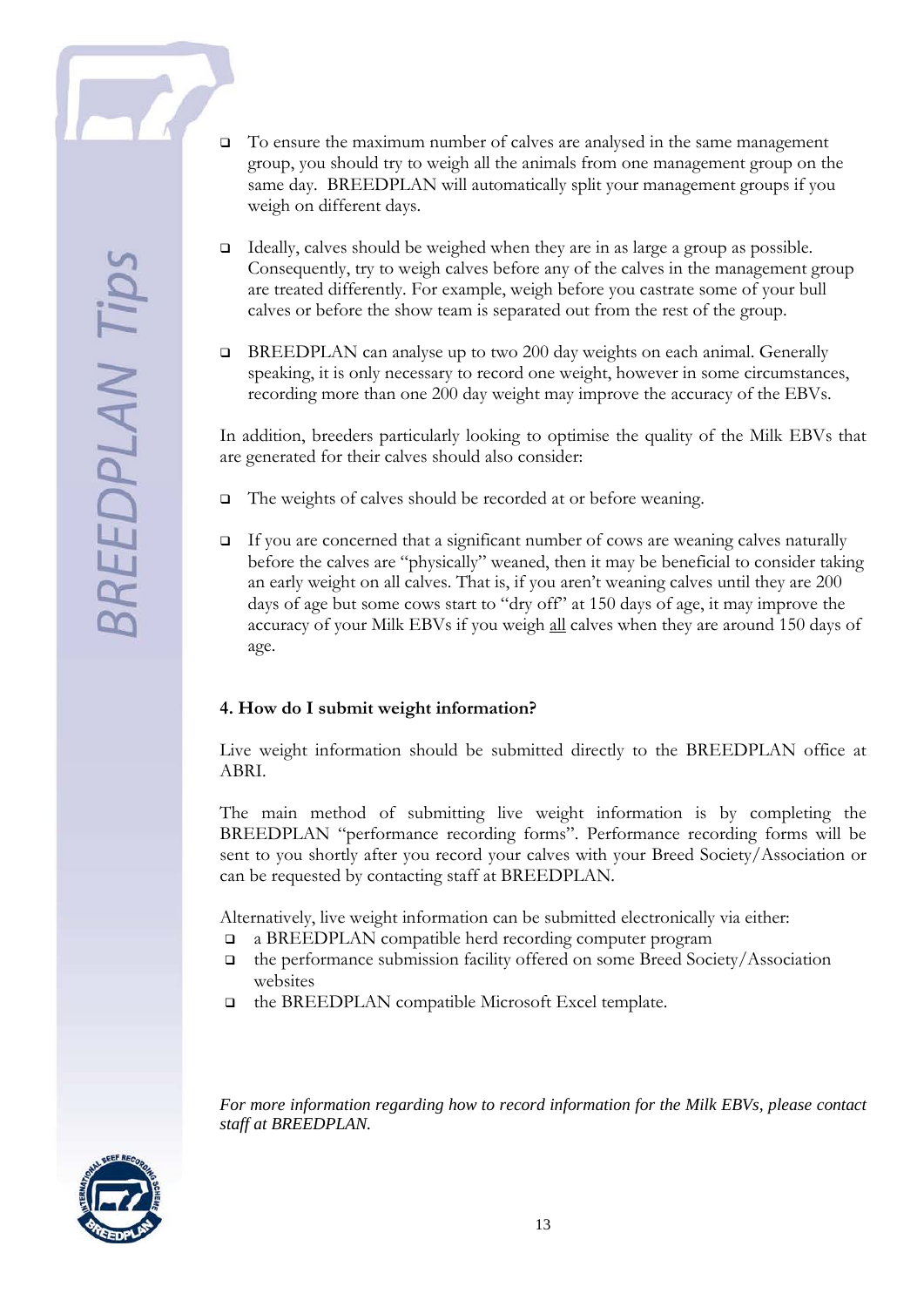- To ensure the maximum number of calves are analysed in the same management group, you should try to weigh all the animals from one management group on the same day. BREEDPLAN will automatically split your management groups if you weigh on different days.

- Ideally, calves should be weighed when they are in as large a group as possible. Consequently, try to weigh calves before any of the calves in the management group are treated differently. For example, weigh before you castrate some of your bull calves or before the show team is separated out from the rest of the group.

- BREEDPLAN can analyse up to two 200 day weights on each animal. Generally speaking, it is only necessary to record one weight, however in some circumstances, recording more than one 200 day weight may improve the accuracy of the EBVs.

In addition, breeders particularly looking to optimise the quality of the Milk EBVs that are generated for their calves should also consider:

- The weights of calves should be recorded at or before weaning.

- If you are concerned that a significant number of cows are weaning calves naturally before the calves are "physically" weaned, then it may be beneficial to consider taking an early weight on all calves. That is, if you aren't weaning calves until they are 200 days of age but some cows start to "dry off" at 150 days of age, it may improve the accuracy of your Milk EBVs if you weigh <u>all</u> calves when they are around 150 days of age.

## 4. How do I submit weight information?

Live weight information should be submitted directly to the BREEDPLAN office at ABRI.

The main method of submitting live weight information is by completing the BREEDPLAN "performance recording forms". Performance recording forms will be sent to you shortly after you record your calves with your Breed Society/Association or can be requested by contacting staff at BREEDPLAN.

Alternatively, live weight information can be submitted electronically via either:

- a BREEDPLAN compatible herd recording computer program
- the performance submission facility offered on some Breed Society/Association websites
- the BREEDPLAN compatible Microsoft Excel template.

*For more information regarding how to record information for the Milk EBVs, please contact staff at BREEDPLAN.*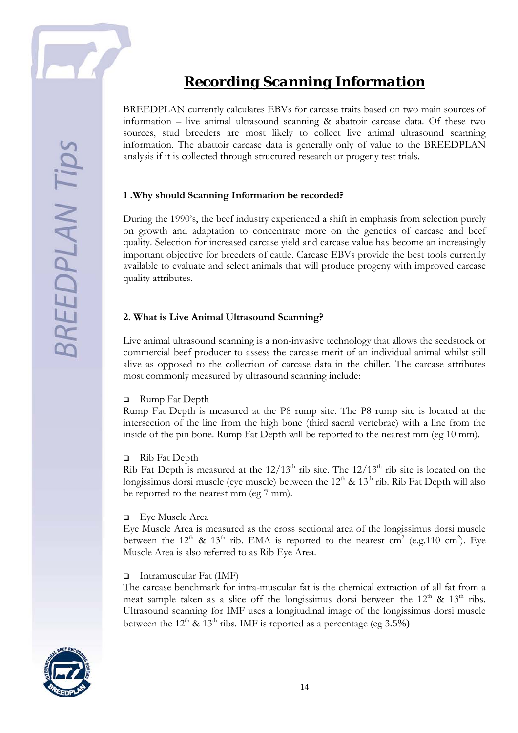# Recording Scanning Information

BREEDPLAN currently calculates EBVs for carcase traits based on two main sources of information – live animal ultrasound scanning & abattoir carcase data. Of these two sources, stud breeders are most likely to collect live animal ultrasound scanning information. The abattoir carcase data is generally only of value to the BREEDPLAN analysis if it is collected through structured research or progeny test trials.

### 1 .Why should Scanning Information be recorded?

During the 1990's, the beef industry experienced a shift in emphasis from selection purely on growth and adaptation to concentrate more on the genetics of carcase and beef quality. Selection for increased carcase yield and carcase value has become an increasingly important objective for breeders of cattle. Carcase EBVs provide the best tools currently available to evaluate and select animals that will produce progeny with improved carcase quality attributes.

### 2. What is Live Animal Ultrasound Scanning?

Live animal ultrasound scanning is a non-invasive technology that allows the seedstock or commercial beef producer to assess the carcase merit of an individual animal whilst still alive as opposed to the collection of carcase data in the chiller. The carcase attributes most commonly measured by ultrasound scanning include:

- Rump Fat Depth

Rump Fat Depth is measured at the P8 rump site. The P8 rump site is located at the intersection of the line from the high bone (third sacral vertebrae) with a line from the inside of the pin bone. Rump Fat Depth will be reported to the nearest mm (eg 10 mm).

- Rib Fat Depth

Rib Fat Depth is measured at the 12/13$^{th}$ rib site. The 12/13$^{th}$ rib site is located on the longissimus dorsi muscle (eye muscle) between the 12$^{th}$ & 13$^{th}$ rib. Rib Fat Depth will also be reported to the nearest mm (eg 7 mm).

- Eye Muscle Area

Eye Muscle Area is measured as the cross sectional area of the longissimus dorsi muscle between the 12$^{th}$ & 13$^{th}$ rib. EMA is reported to the nearest $cm^2$ (e.g.110 $cm^2$). Eye Muscle Area is also referred to as Rib Eye Area.

- Intramuscular Fat (IMF)

The carcase benchmark for intra-muscular fat is the chemical extraction of all fat from a meat sample taken as a slice off the longissimus dorsi between the 12$^{th}$ & 13$^{th}$ ribs. Ultrasound scanning for IMF uses a longitudinal image of the longissimus dorsi muscle between the 12$^{th}$ & 13$^{th}$ ribs. IMF is reported as a percentage (eg 3.5%)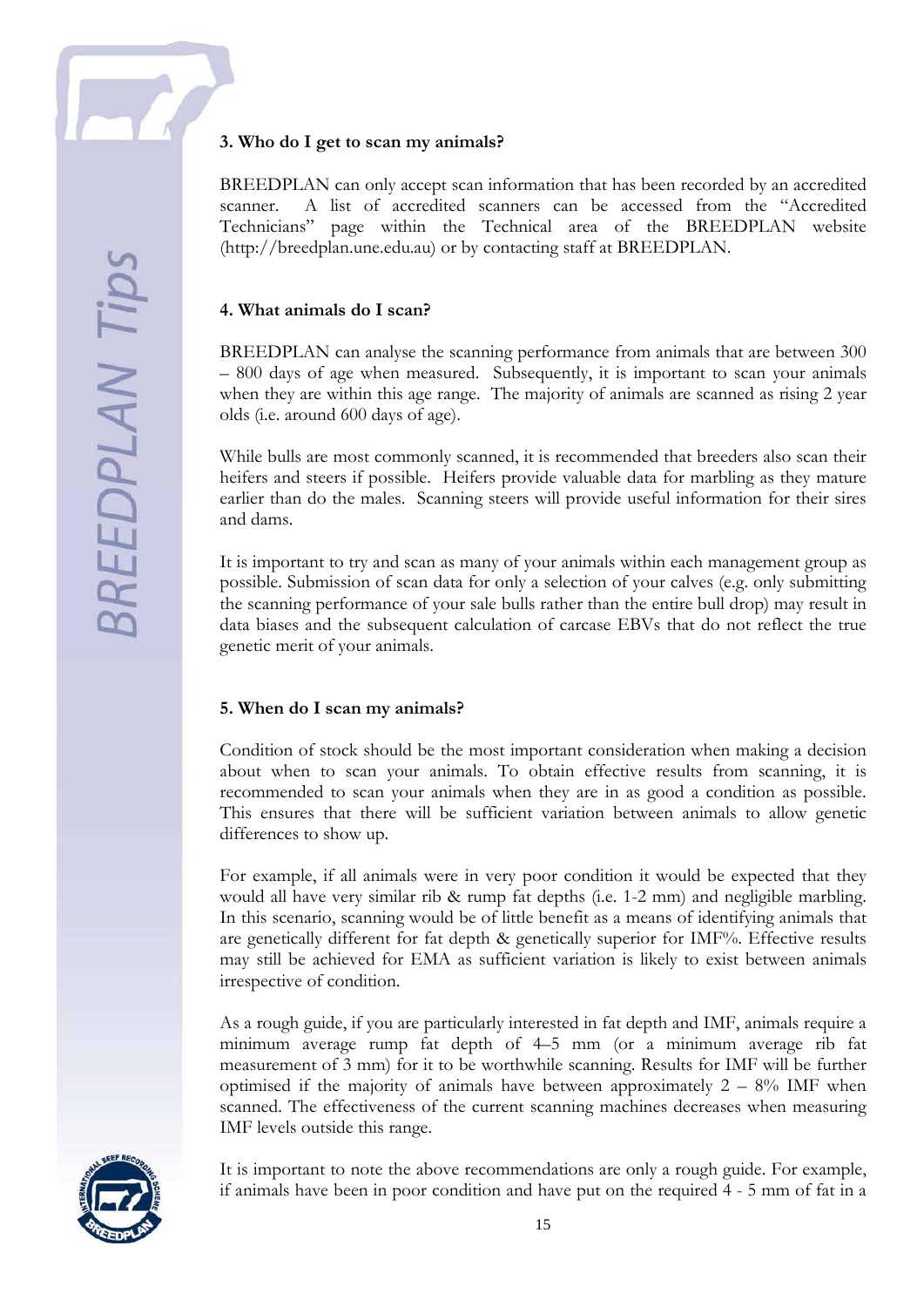### 3. Who do I get to scan my animals?

BREEDPLAN can only accept scan information that has been recorded by an accredited scanner. A list of accredited scanners can be accessed from the "Accredited Technicians" page within the Technical area of the BREEDPLAN website (http://breedplan.une.edu.au) or by contacting staff at BREEDPLAN.

### 4. What animals do I scan?

BREEDPLAN can analyse the scanning performance from animals that are between 300 – 800 days of age when measured. Subsequently, it is important to scan your animals when they are within this age range. The majority of animals are scanned as rising 2 year olds (i.e. around 600 days of age).

While bulls are most commonly scanned, it is recommended that breeders also scan their heifers and steers if possible. Heifers provide valuable data for marbling as they mature earlier than do the males. Scanning steers will provide useful information for their sires and dams.

It is important to try and scan as many of your animals within each management group as possible. Submission of scan data for only a selection of your calves (e.g. only submitting the scanning performance of your sale bulls rather than the entire bull drop) may result in data biases and the subsequent calculation of carcase EBVs that do not reflect the true genetic merit of your animals.

### 5. When do I scan my animals?

Condition of stock should be the most important consideration when making a decision about when to scan your animals. To obtain effective results from scanning, it is recommended to scan your animals when they are in as good a condition as possible. This ensures that there will be sufficient variation between animals to allow genetic differences to show up.

For example, if all animals were in very poor condition it would be expected that they would all have very similar rib & rump fat depths (i.e. 1-2 mm) and negligible marbling. In this scenario, scanning would be of little benefit as a means of identifying animals that are genetically different for fat depth & genetically superior for IMF%. Effective results may still be achieved for EMA as sufficient variation is likely to exist between animals irrespective of condition.

As a rough guide, if you are particularly interested in fat depth and IMF, animals require a minimum average rump fat depth of 4–5 mm (or a minimum average rib fat measurement of 3 mm) for it to be worthwhile scanning. Results for IMF will be further optimised if the majority of animals have between approximately 2 – 8% IMF when scanned. The effectiveness of the current scanning machines decreases when measuring IMF levels outside this range.

It is important to note the above recommendations are only a rough guide. For example, if animals have been in poor condition and have put on the required 4 - 5 mm of fat in a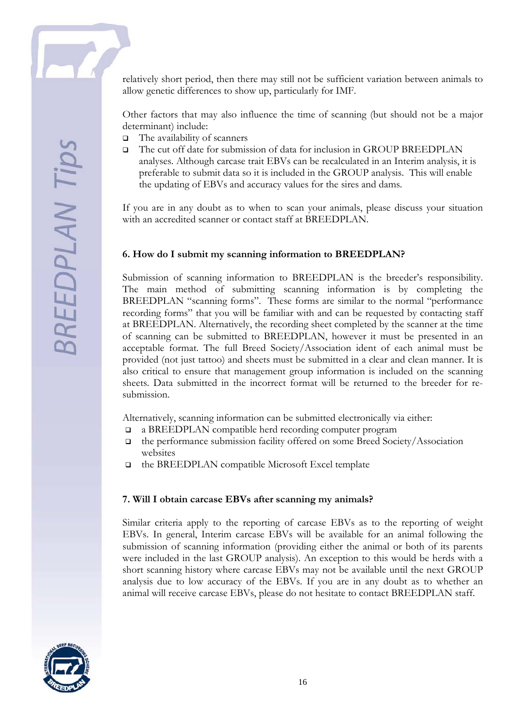relatively short period, then there may still not be sufficient variation between animals to allow genetic differences to show up, particularly for IMF.

Other factors that may also influence the time of scanning (but should not be a major determinant) include:

- The availability of scanners
- The cut off date for submission of data for inclusion in GROUP BREEDPLAN analyses. Although carcase trait EBVs can be recalculated in an Interim analysis, it is preferable to submit data so it is included in the GROUP analysis. This will enable the updating of EBVs and accuracy values for the sires and dams.

If you are in any doubt as to when to scan your animals, please discuss your situation with an accredited scanner or contact staff at BREEDPLAN.

**6. How do I submit my scanning information to BREEDPLAN?**

Submission of scanning information to BREEDPLAN is the breeder's responsibility. The main method of submitting scanning information is by completing the BREEDPLAN "scanning forms". These forms are similar to the normal "performance recording forms" that you will be familiar with and can be requested by contacting staff at BREEDPLAN. Alternatively, the recording sheet completed by the scanner at the time of scanning can be submitted to BREEDPLAN, however it must be presented in an acceptable format. The full Breed Society/Association ident of each animal must be provided (not just tattoo) and sheets must be submitted in a clear and clean manner. It is also critical to ensure that management group information is included on the scanning sheets. Data submitted in the incorrect format will be returned to the breeder for re-submission.

Alternatively, scanning information can be submitted electronically via either:

- a BREEDPLAN compatible herd recording computer program
- the performance submission facility offered on some Breed Society/Association websites
- the BREEDPLAN compatible Microsoft Excel template

**7. Will I obtain carcase EBVs after scanning my animals?**

Similar criteria apply to the reporting of carcase EBVs as to the reporting of weight EBVs. In general, Interim carcase EBVs will be available for an animal following the submission of scanning information (providing either the animal or both of its parents were included in the last GROUP analysis). An exception to this would be herds with a short scanning history where carcase EBVs may not be available until the next GROUP analysis due to low accuracy of the EBVs. If you are in any doubt as to whether an animal will receive carcase EBVs, please do not hesitate to contact BREEDPLAN staff.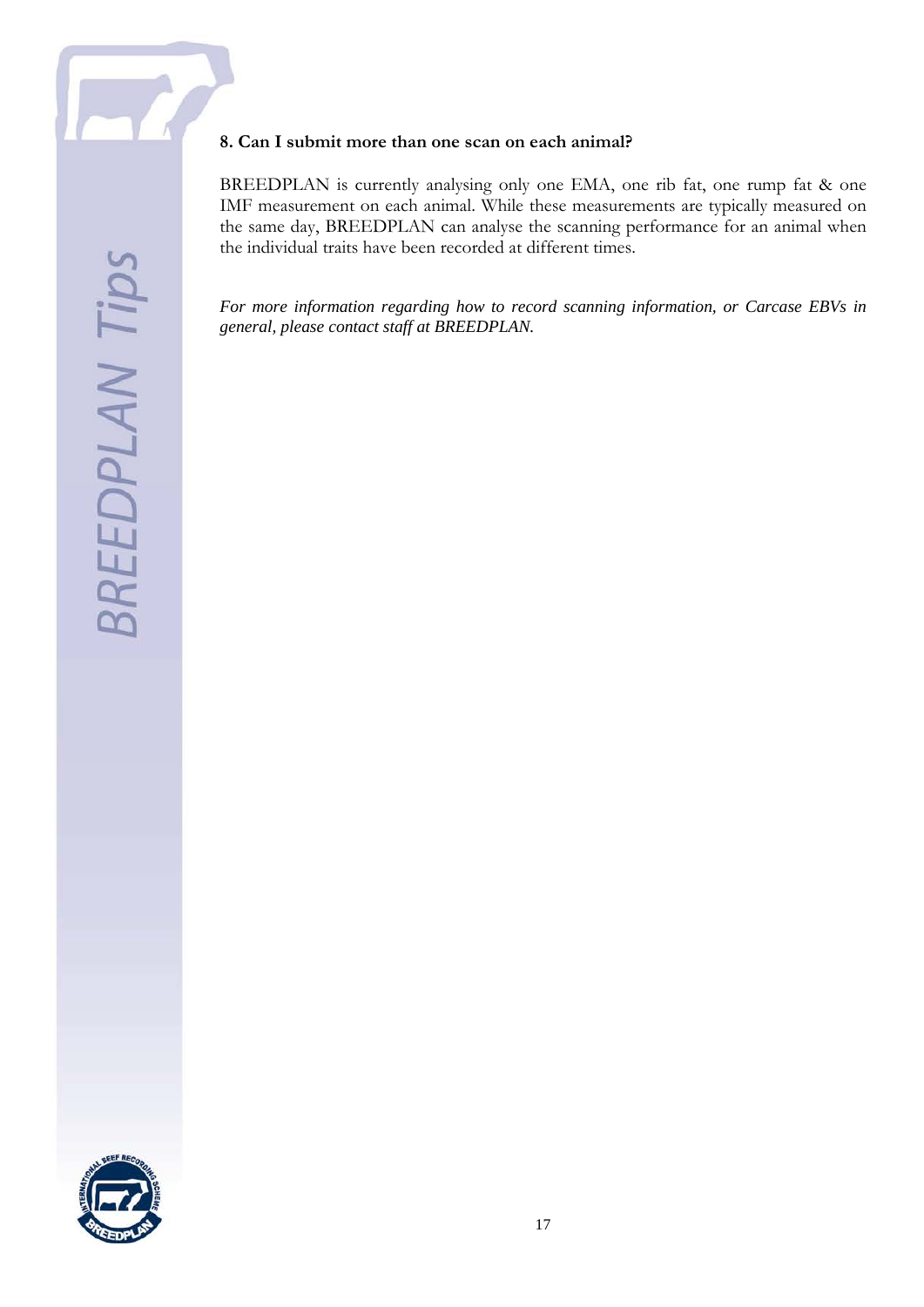**8. Can I submit more than one scan on each animal?**

BREEDPLAN is currently analysing only one EMA, one rib fat, one rump fat & one IMF measurement on each animal. While these measurements are typically measured on the same day, BREEDPLAN can analyse the scanning performance for an animal when the individual traits have been recorded at different times.

*For more information regarding how to record scanning information, or Carcase EBVs in general, please contact staff at BREEDPLAN.*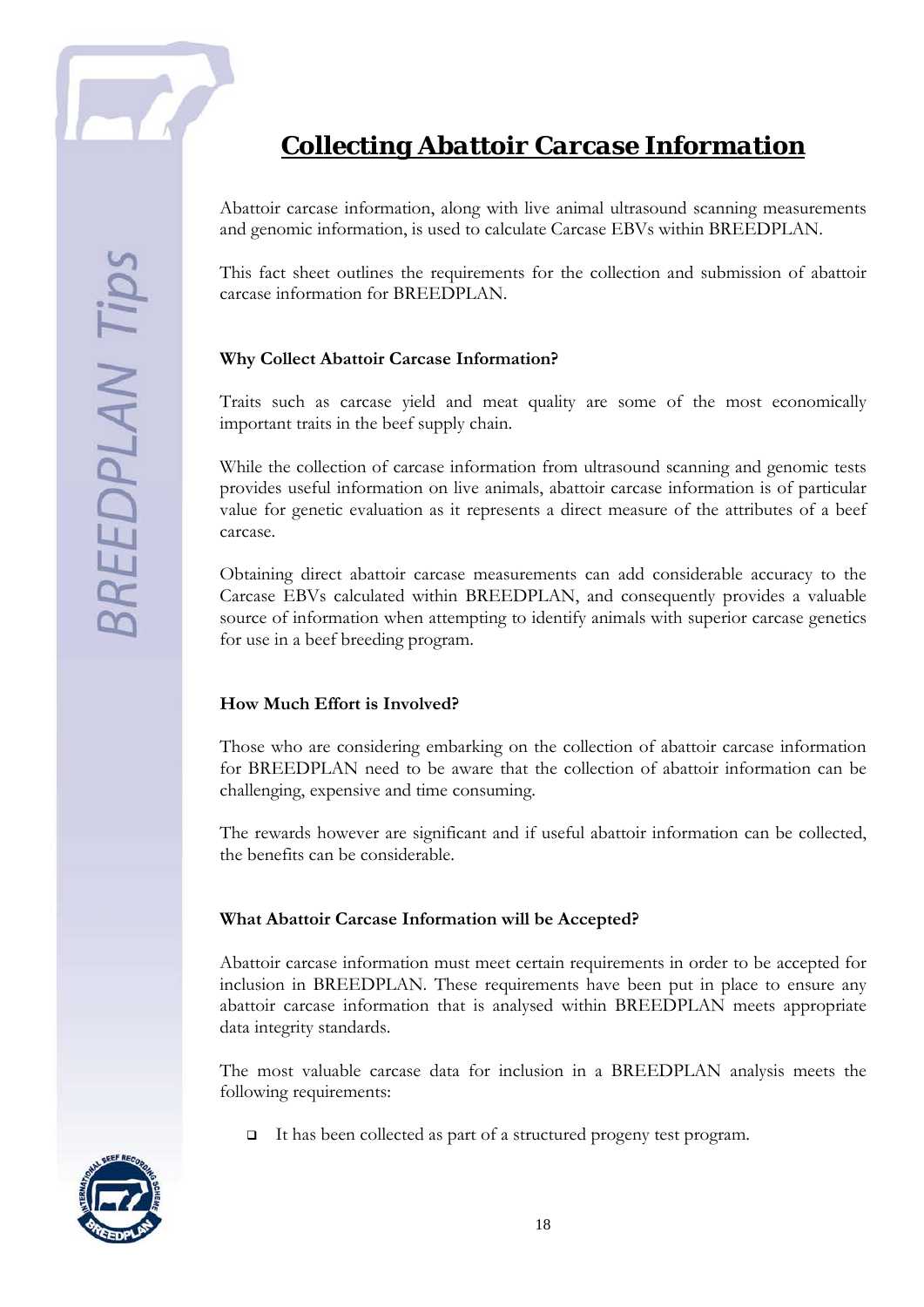# Collecting Abattoir Carcase Information

Abattoir carcase information, along with live animal ultrasound scanning measurements and genomic information, is used to calculate Carcase EBVs within BREEDPLAN.

This fact sheet outlines the requirements for the collection and submission of abattoir carcase information for BREEDPLAN.

### Why Collect Abattoir Carcase Information?

Traits such as carcase yield and meat quality are some of the most economically important traits in the beef supply chain.

While the collection of carcase information from ultrasound scanning and genomic tests provides useful information on live animals, abattoir carcase information is of particular value for genetic evaluation as it represents a direct measure of the attributes of a beef carcase.

Obtaining direct abattoir carcase measurements can add considerable accuracy to the Carcase EBVs calculated within BREEDPLAN, and consequently provides a valuable source of information when attempting to identify animals with superior carcase genetics for use in a beef breeding program.

### How Much Effort is Involved?

Those who are considering embarking on the collection of abattoir carcase information for BREEDPLAN need to be aware that the collection of abattoir information can be challenging, expensive and time consuming.

The rewards however are significant and if useful abattoir information can be collected, the benefits can be considerable.

### What Abattoir Carcase Information will be Accepted?

Abattoir carcase information must meet certain requirements in order to be accepted for inclusion in BREEDPLAN. These requirements have been put in place to ensure any abattoir carcase information that is analysed within BREEDPLAN meets appropriate data integrity standards.

The most valuable carcase data for inclusion in a BREEDPLAN analysis meets the following requirements:

- It has been collected as part of a structured progeny test program.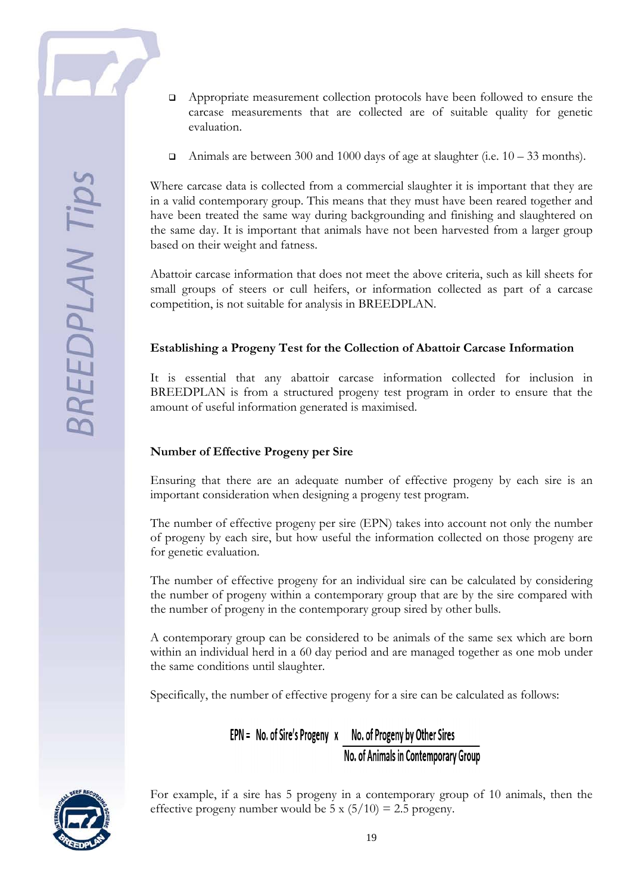- Appropriate measurement collection protocols have been followed to ensure the carcase measurements that are collected are of suitable quality for genetic evaluation.

- Animals are between 300 and 1000 days of age at slaughter (i.e. 10 – 33 months).

Where carcase data is collected from a commercial slaughter it is important that they are in a valid contemporary group. This means that they must have been reared together and have been treated the same way during backgrounding and finishing and slaughtered on the same day. It is important that animals have not been harvested from a larger group based on their weight and fatness.

Abattoir carcase information that does not meet the above criteria, such as kill sheets for small groups of steers or cull heifers, or information collected as part of a carcase competition, is not suitable for analysis in BREEDPLAN.

### Establishing a Progeny Test for the Collection of Abattoir Carcase Information

It is essential that any abattoir carcase information collected for inclusion in BREEDPLAN is from a structured progeny test program in order to ensure that the amount of useful information generated is maximised.

### Number of Effective Progeny per Sire

Ensuring that there are an adequate number of effective progeny by each sire is an important consideration when designing a progeny test program.

The number of effective progeny per sire (EPN) takes into account not only the number of progeny by each sire, but how useful the information collected on those progeny are for genetic evaluation.

The number of effective progeny for an individual sire can be calculated by considering the number of progeny within a contemporary group that are by the sire compared with the number of progeny in the contemporary group sired by other bulls.

A contemporary group can be considered to be animals of the same sex which are born within an individual herd in a 60 day period and are managed together as one mob under the same conditions until slaughter.

Specifically, the number of effective progeny for a sire can be calculated as follows:

$$\text{EPN} = \text{No. of Sire's Progeny} \times \frac{\text{No. of Progeny by Other Sires}}{\text{No. of Animals in Contemporary Group}}$$

For example, if a sire has 5 progeny in a contemporary group of 10 animals, then the effective progeny number would be 5 x (5/10) = 2.5 progeny.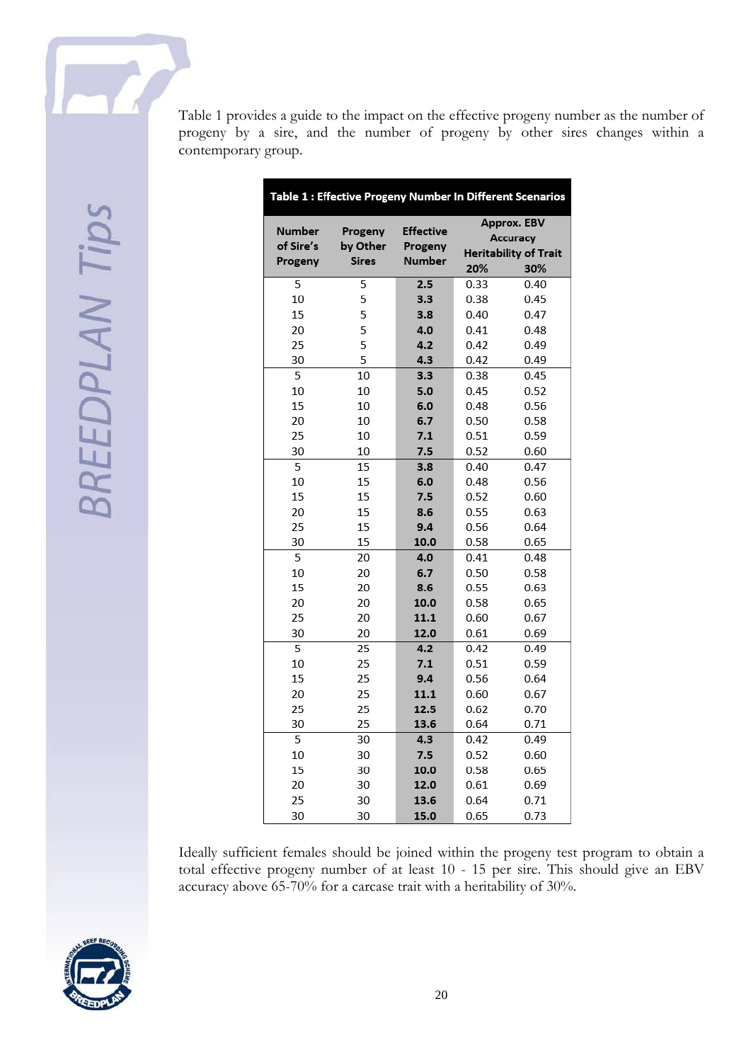Table 1 provides a guide to the impact on the effective progeny number as the number of progeny by a sire, and the number of progeny by other sires changes within a contemporary group.

**Table 1 : Effective Progeny Number In Different Scenarios**

| Number of Sire's Progeny | Progeny by Other Sires | Effective Progeny Number | Approx. EBV Accuracy Heritability of Trait | |
|---|---|---|---|---|
| | | | 20% | 30% |
| 5 | 5 | **2.5** | 0.33 | 0.40 |
| 10 | 5 | **3.3** | 0.38 | 0.45 |
| 15 | 5 | **3.8** | 0.40 | 0.47 |
| 20 | 5 | **4.0** | 0.41 | 0.48 |
| 25 | 5 | **4.2** | 0.42 | 0.49 |
| 30 | 5 | **4.3** | 0.42 | 0.49 |
| 5 | 10 | **3.3** | 0.38 | 0.45 |
| 10 | 10 | **5.0** | 0.45 | 0.52 |
| 15 | 10 | **6.0** | 0.48 | 0.56 |
| 20 | 10 | **6.7** | 0.50 | 0.58 |
| 25 | 10 | **7.1** | 0.51 | 0.59 |
| 30 | 10 | **7.5** | 0.52 | 0.60 |
| 5 | 15 | **3.8** | 0.40 | 0.47 |
| 10 | 15 | **6.0** | 0.48 | 0.56 |
| 15 | 15 | **7.5** | 0.52 | 0.60 |
| 20 | 15 | **8.6** | 0.55 | 0.63 |
| 25 | 15 | **9.4** | 0.56 | 0.64 |
| 30 | 15 | **10.0** | 0.58 | 0.65 |
| 5 | 20 | **4.0** | 0.41 | 0.48 |
| 10 | 20 | **6.7** | 0.50 | 0.58 |
| 15 | 20 | **8.6** | 0.55 | 0.63 |
| 20 | 20 | **10.0** | 0.58 | 0.65 |
| 25 | 20 | **11.1** | 0.60 | 0.67 |
| 30 | 20 | **12.0** | 0.61 | 0.69 |
| 5 | 25 | **4.2** | 0.42 | 0.49 |
| 10 | 25 | **7.1** | 0.51 | 0.59 |
| 15 | 25 | **9.4** | 0.56 | 0.64 |
| 20 | 25 | **11.1** | 0.60 | 0.67 |
| 25 | 25 | **12.5** | 0.62 | 0.70 |
| 30 | 25 | **13.6** | 0.64 | 0.71 |
| 5 | 30 | **4.3** | 0.42 | 0.49 |
| 10 | 30 | **7.5** | 0.52 | 0.60 |
| 15 | 30 | **10.0** | 0.58 | 0.65 |
| 20 | 30 | **12.0** | 0.61 | 0.69 |
| 25 | 30 | **13.6** | 0.64 | 0.71 |
| 30 | 30 | **15.0** | 0.65 | 0.73 |

Ideally sufficient females should be joined within the progeny test program to obtain a total effective progeny number of at least 10 - 15 per sire. This should give an EBV accuracy above 65-70% for a carcase trait with a heritability of 30%.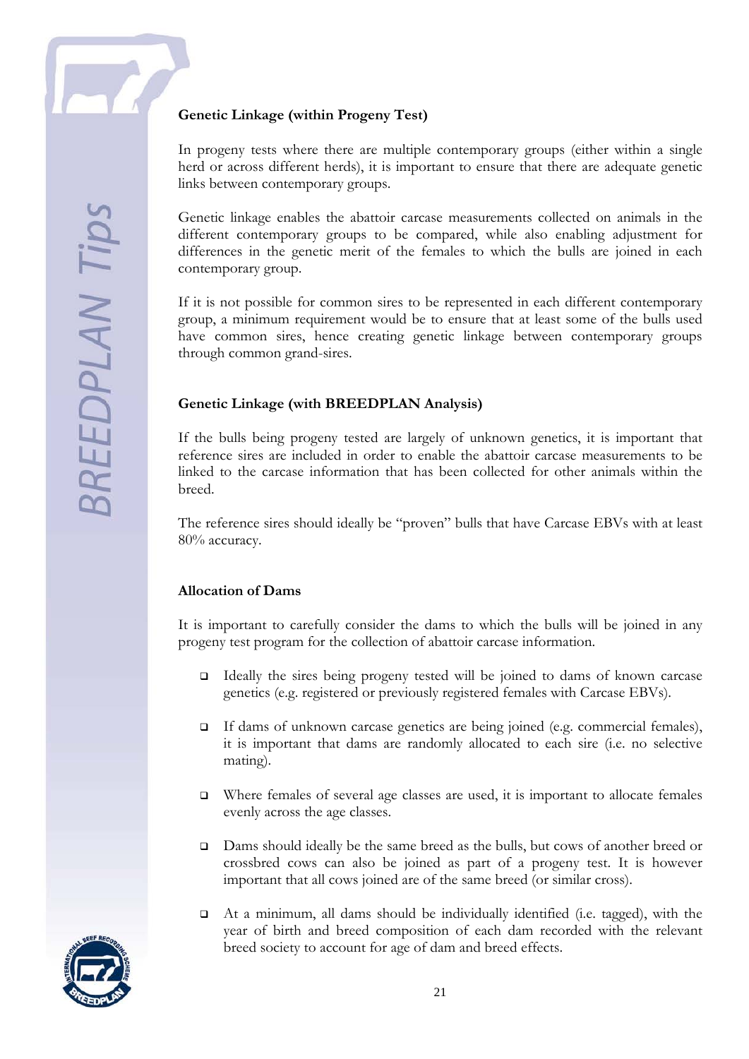**Genetic Linkage (within Progeny Test)**

In progeny tests where there are multiple contemporary groups (either within a single herd or across different herds), it is important to ensure that there are adequate genetic links between contemporary groups.

Genetic linkage enables the abattoir carcase measurements collected on animals in the different contemporary groups to be compared, while also enabling adjustment for differences in the genetic merit of the females to which the bulls are joined in each contemporary group.

If it is not possible for common sires to be represented in each different contemporary group, a minimum requirement would be to ensure that at least some of the bulls used have common sires, hence creating genetic linkage between contemporary groups through common grand-sires.

**Genetic Linkage (with BREEDPLAN Analysis)**

If the bulls being progeny tested are largely of unknown genetics, it is important that reference sires are included in order to enable the abattoir carcase measurements to be linked to the carcase information that has been collected for other animals within the breed.

The reference sires should ideally be "proven" bulls that have Carcase EBVs with at least 80% accuracy.

**Allocation of Dams**

It is important to carefully consider the dams to which the bulls will be joined in any progeny test program for the collection of abattoir carcase information.

- Ideally the sires being progeny tested will be joined to dams of known carcase genetics (e.g. registered or previously registered females with Carcase EBVs).
- If dams of unknown carcase genetics are being joined (e.g. commercial females), it is important that dams are randomly allocated to each sire (i.e. no selective mating).
- Where females of several age classes are used, it is important to allocate females evenly across the age classes.
- Dams should ideally be the same breed as the bulls, but cows of another breed or crossbred cows can also be joined as part of a progeny test. It is however important that all cows joined are of the same breed (or similar cross).
- At a minimum, all dams should be individually identified (i.e. tagged), with the year of birth and breed composition of each dam recorded with the relevant breed society to account for age of dam and breed effects.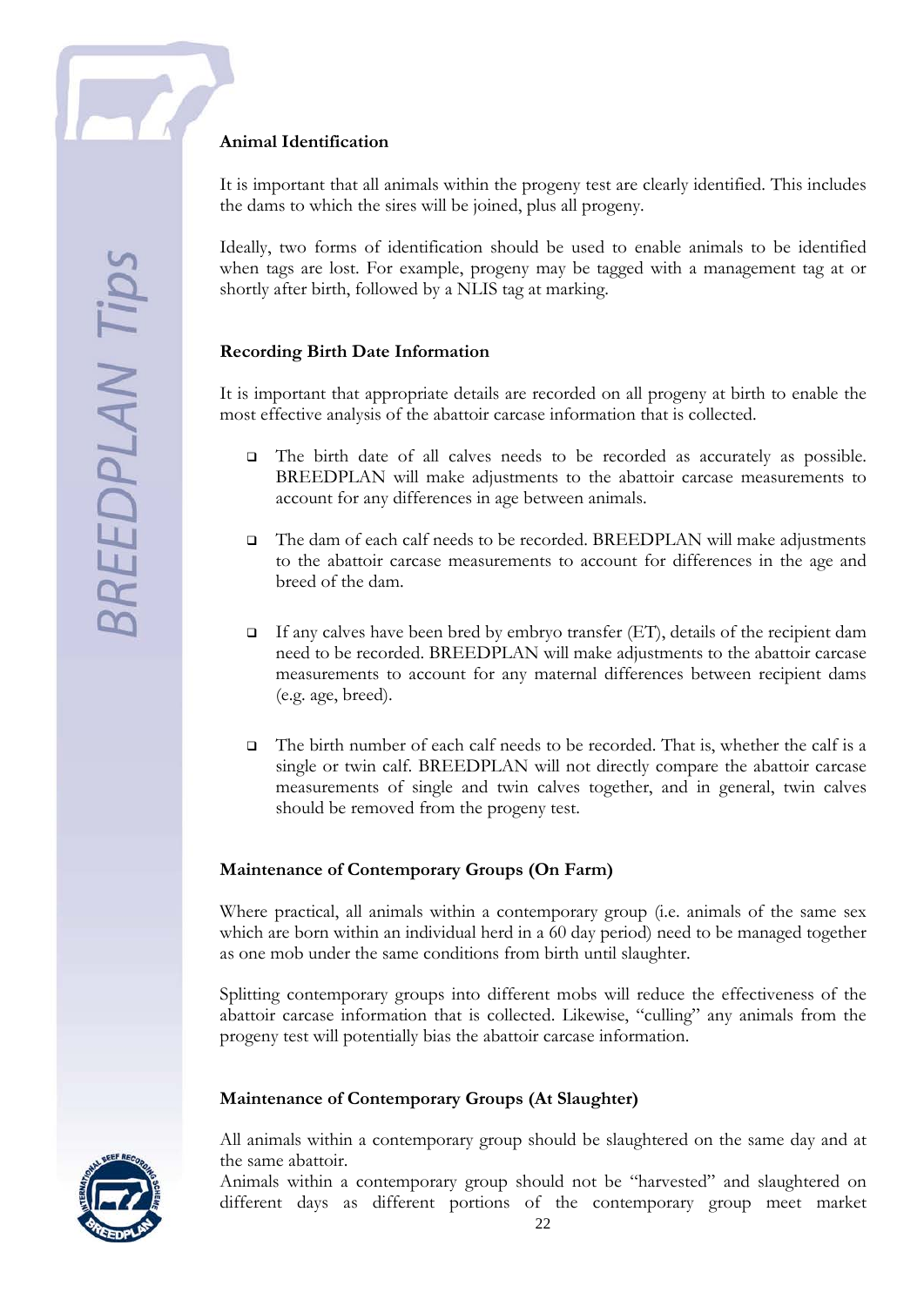### Animal Identification

It is important that all animals within the progeny test are clearly identified. This includes the dams to which the sires will be joined, plus all progeny.

Ideally, two forms of identification should be used to enable animals to be identified when tags are lost. For example, progeny may be tagged with a management tag at or shortly after birth, followed by a NLIS tag at marking.

### Recording Birth Date Information

It is important that appropriate details are recorded on all progeny at birth to enable the most effective analysis of the abattoir carcase information that is collected.

- The birth date of all calves needs to be recorded as accurately as possible. BREEDPLAN will make adjustments to the abattoir carcase measurements to account for any differences in age between animals.
- The dam of each calf needs to be recorded. BREEDPLAN will make adjustments to the abattoir carcase measurements to account for differences in the age and breed of the dam.
- If any calves have been bred by embryo transfer (ET), details of the recipient dam need to be recorded. BREEDPLAN will make adjustments to the abattoir carcase measurements to account for any maternal differences between recipient dams (e.g. age, breed).
- The birth number of each calf needs to be recorded. That is, whether the calf is a single or twin calf. BREEDPLAN will not directly compare the abattoir carcase measurements of single and twin calves together, and in general, twin calves should be removed from the progeny test.

### Maintenance of Contemporary Groups (On Farm)

Where practical, all animals within a contemporary group (i.e. animals of the same sex which are born within an individual herd in a 60 day period) need to be managed together as one mob under the same conditions from birth until slaughter.

Splitting contemporary groups into different mobs will reduce the effectiveness of the abattoir carcase information that is collected. Likewise, "culling" any animals from the progeny test will potentially bias the abattoir carcase information.

### Maintenance of Contemporary Groups (At Slaughter)

All animals within a contemporary group should be slaughtered on the same day and at the same abattoir.
Animals within a contemporary group should not be "harvested" and slaughtered on different days as different portions of the contemporary group meet market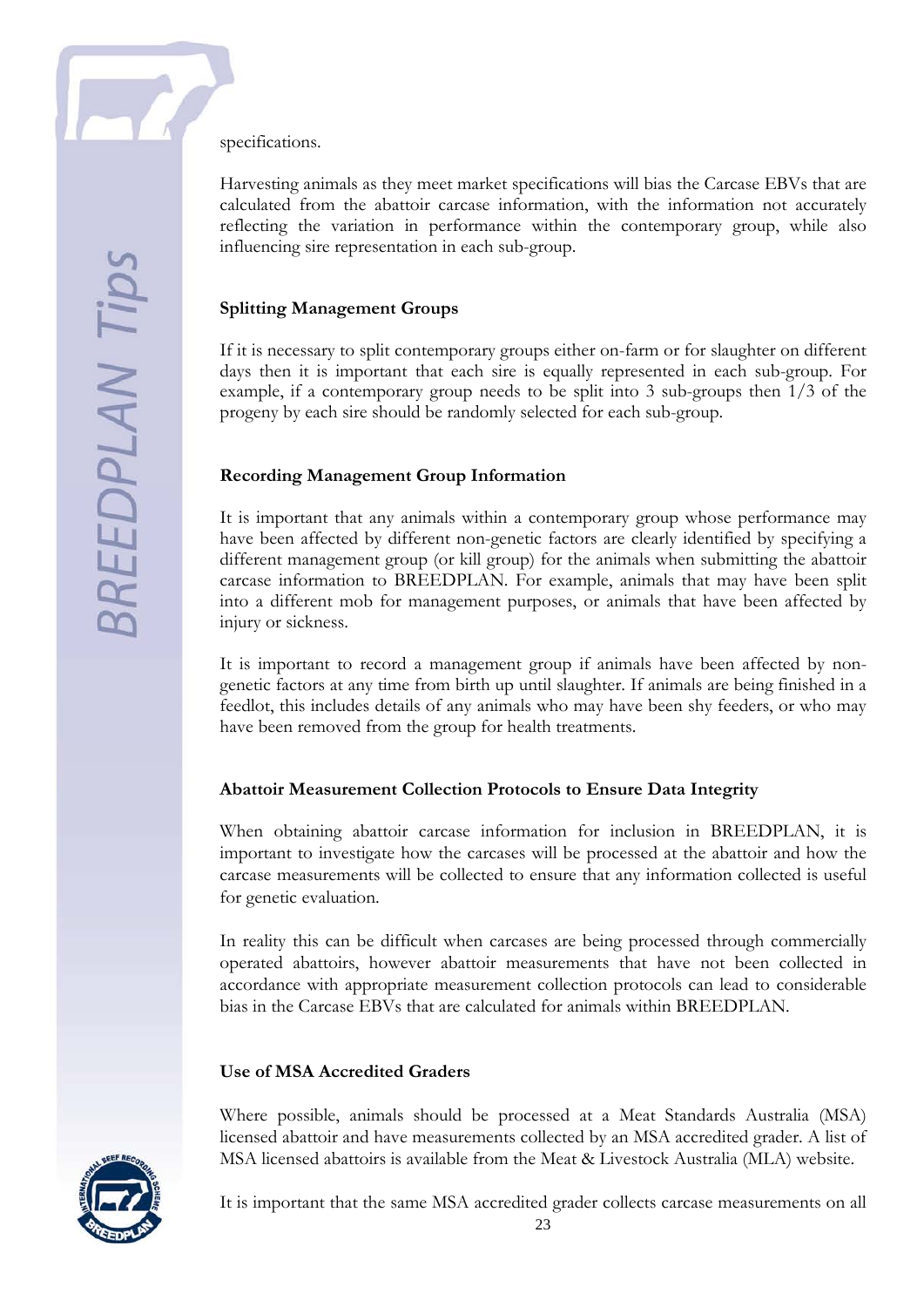specifications.

Harvesting animals as they meet market specifications will bias the Carcase EBVs that are calculated from the abattoir carcase information, with the information not accurately reflecting the variation in performance within the contemporary group, while also influencing sire representation in each sub-group.

**Splitting Management Groups**

If it is necessary to split contemporary groups either on-farm or for slaughter on different days then it is important that each sire is equally represented in each sub-group. For example, if a contemporary group needs to be split into 3 sub-groups then 1/3 of the progeny by each sire should be randomly selected for each sub-group.

**Recording Management Group Information**

It is important that any animals within a contemporary group whose performance may have been affected by different non-genetic factors are clearly identified by specifying a different management group (or kill group) for the animals when submitting the abattoir carcase information to BREEDPLAN. For example, animals that may have been split into a different mob for management purposes, or animals that have been affected by injury or sickness.

It is important to record a management group if animals have been affected by non-genetic factors at any time from birth up until slaughter. If animals are being finished in a feedlot, this includes details of any animals who may have been shy feeders, or who may have been removed from the group for health treatments.

**Abattoir Measurement Collection Protocols to Ensure Data Integrity**

When obtaining abattoir carcase information for inclusion in BREEDPLAN, it is important to investigate how the carcases will be processed at the abattoir and how the carcase measurements will be collected to ensure that any information collected is useful for genetic evaluation.

In reality this can be difficult when carcases are being processed through commercially operated abattoirs, however abattoir measurements that have not been collected in accordance with appropriate measurement collection protocols can lead to considerable bias in the Carcase EBVs that are calculated for animals within BREEDPLAN.

**Use of MSA Accredited Graders**

Where possible, animals should be processed at a Meat Standards Australia (MSA) licensed abattoir and have measurements collected by an MSA accredited grader. A list of MSA licensed abattoirs is available from the Meat & Livestock Australia (MLA) website.

It is important that the same MSA accredited grader collects carcase measurements on all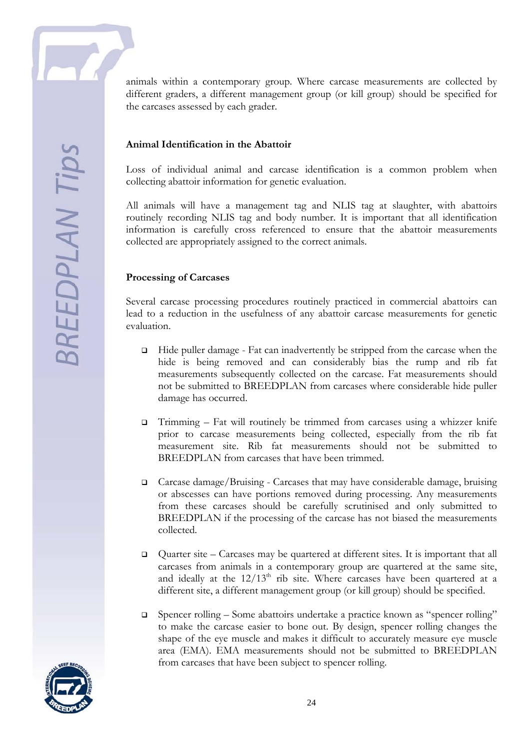animals within a contemporary group. Where carcase measurements are collected by different graders, a different management group (or kill group) should be specified for the carcases assessed by each grader.

**Animal Identification in the Abattoir**

Loss of individual animal and carcase identification is a common problem when collecting abattoir information for genetic evaluation.

All animals will have a management tag and NLIS tag at slaughter, with abattoirs routinely recording NLIS tag and body number. It is important that all identification information is carefully cross referenced to ensure that the abattoir measurements collected are appropriately assigned to the correct animals.

**Processing of Carcases**

Several carcase processing procedures routinely practiced in commercial abattoirs can lead to a reduction in the usefulness of any abattoir carcase measurements for genetic evaluation.

- Hide puller damage - Fat can inadvertently be stripped from the carcase when the hide is being removed and can considerably bias the rump and rib fat measurements subsequently collected on the carcase. Fat measurements should not be submitted to BREEDPLAN from carcases where considerable hide puller damage has occurred.

- Trimming – Fat will routinely be trimmed from carcases using a whizzer knife prior to carcase measurements being collected, especially from the rib fat measurement site. Rib fat measurements should not be submitted to BREEDPLAN from carcases that have been trimmed.

- Carcase damage/Bruising - Carcases that may have considerable damage, bruising or abscesses can have portions removed during processing. Any measurements from these carcases should be carefully scrutinised and only submitted to BREEDPLAN if the processing of the carcase has not biased the measurements collected.

- Quarter site – Carcases may be quartered at different sites. It is important that all carcases from animals in a contemporary group are quartered at the same site, and ideally at the 12/13$^{th}$ rib site. Where carcases have been quartered at a different site, a different management group (or kill group) should be specified.

- Spencer rolling – Some abattoirs undertake a practice known as "spencer rolling" to make the carcase easier to bone out. By design, spencer rolling changes the shape of the eye muscle and makes it difficult to accurately measure eye muscle area (EMA). EMA measurements should not be submitted to BREEDPLAN from carcases that have been subject to spencer rolling.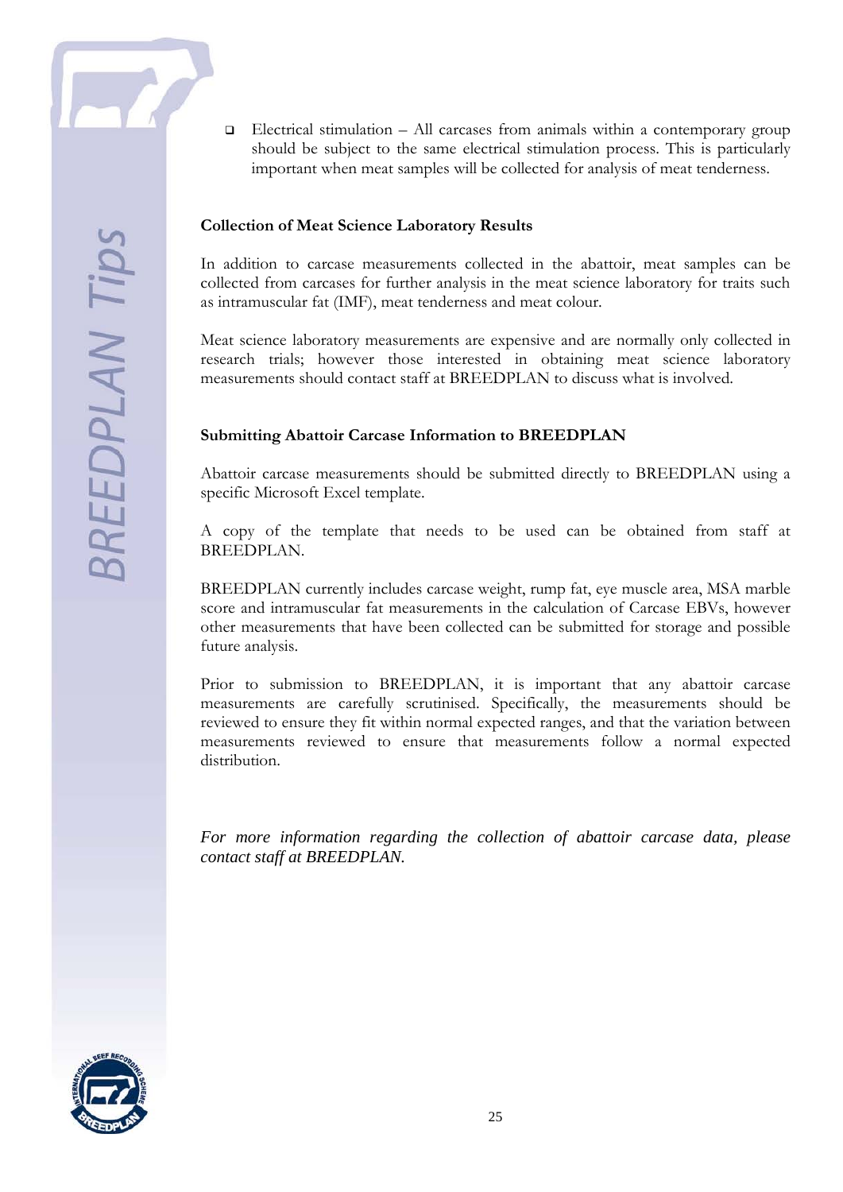- Electrical stimulation – All carcases from animals within a contemporary group should be subject to the same electrical stimulation process. This is particularly important when meat samples will be collected for analysis of meat tenderness.

**Collection of Meat Science Laboratory Results**

In addition to carcase measurements collected in the abattoir, meat samples can be collected from carcases for further analysis in the meat science laboratory for traits such as intramuscular fat (IMF), meat tenderness and meat colour.

Meat science laboratory measurements are expensive and are normally only collected in research trials; however those interested in obtaining meat science laboratory measurements should contact staff at BREEDPLAN to discuss what is involved.

**Submitting Abattoir Carcase Information to BREEDPLAN**

Abattoir carcase measurements should be submitted directly to BREEDPLAN using a specific Microsoft Excel template.

A copy of the template that needs to be used can be obtained from staff at BREEDPLAN.

BREEDPLAN currently includes carcase weight, rump fat, eye muscle area, MSA marble score and intramuscular fat measurements in the calculation of Carcase EBVs, however other measurements that have been collected can be submitted for storage and possible future analysis.

Prior to submission to BREEDPLAN, it is important that any abattoir carcase measurements are carefully scrutinised. Specifically, the measurements should be reviewed to ensure they fit within normal expected ranges, and that the variation between measurements reviewed to ensure that measurements follow a normal expected distribution.

*For more information regarding the collection of abattoir carcase data, please contact staff at BREEDPLAN.*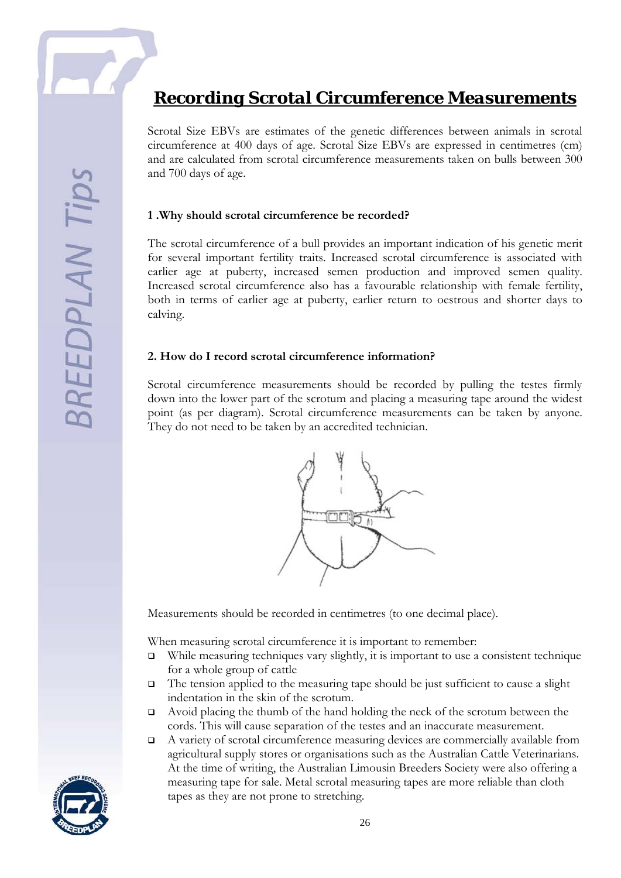# Recording Scrotal Circumference Measurements

Scrotal Size EBVs are estimates of the genetic differences between animals in scrotal circumference at 400 days of age. Scrotal Size EBVs are expressed in centimetres (cm) and are calculated from scrotal circumference measurements taken on bulls between 300 and 700 days of age.

**1 .Why should scrotal circumference be recorded?**

The scrotal circumference of a bull provides an important indication of his genetic merit for several important fertility traits. Increased scrotal circumference is associated with earlier age at puberty, increased semen production and improved semen quality. Increased scrotal circumference also has a favourable relationship with female fertility, both in terms of earlier age at puberty, earlier return to oestrous and shorter days to calving.

**2. How do I record scrotal circumference information?**

Scrotal circumference measurements should be recorded by pulling the testes firmly down into the lower part of the scrotum and placing a measuring tape around the widest point (as per diagram). Scrotal circumference measurements can be taken by anyone. They do not need to be taken by an accredited technician.

Measurements should be recorded in centimetres (to one decimal place).

When measuring scrotal circumference it is important to remember:

- While measuring techniques vary slightly, it is important to use a consistent technique for a whole group of cattle
- The tension applied to the measuring tape should be just sufficient to cause a slight indentation in the skin of the scrotum.
- Avoid placing the thumb of the hand holding the neck of the scrotum between the cords. This will cause separation of the testes and an inaccurate measurement.
- A variety of scrotal circumference measuring devices are commercially available from agricultural supply stores or organisations such as the Australian Cattle Veterinarians. At the time of writing, the Australian Limousin Breeders Society were also offering a measuring tape for sale. Metal scrotal measuring tapes are more reliable than cloth tapes as they are not prone to stretching.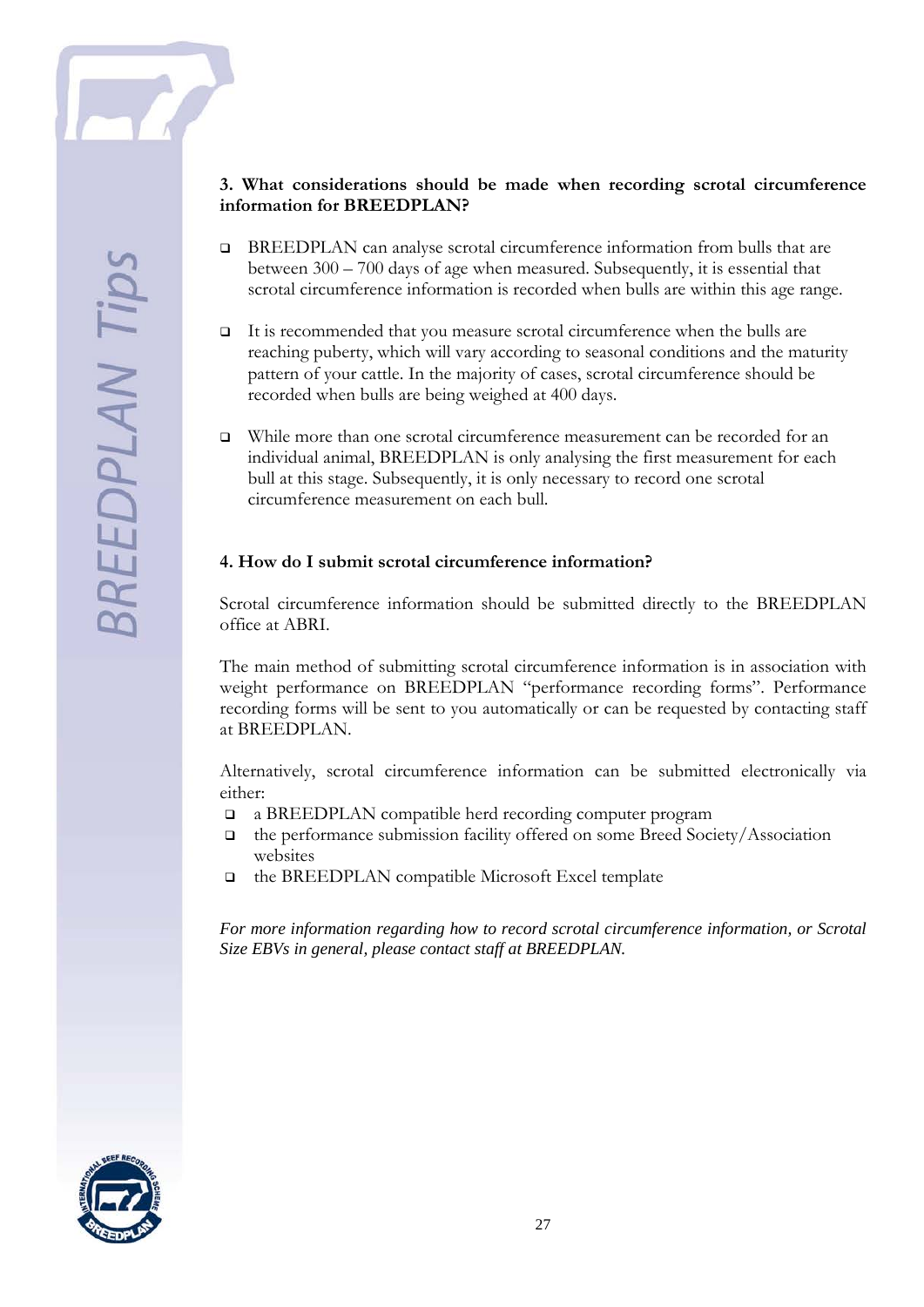**3. What considerations should be made when recording scrotal circumference information for BREEDPLAN?**

- BREEDPLAN can analyse scrotal circumference information from bulls that are between 300 – 700 days of age when measured. Subsequently, it is essential that scrotal circumference information is recorded when bulls are within this age range.

- It is recommended that you measure scrotal circumference when the bulls are reaching puberty, which will vary according to seasonal conditions and the maturity pattern of your cattle. In the majority of cases, scrotal circumference should be recorded when bulls are being weighed at 400 days.

- While more than one scrotal circumference measurement can be recorded for an individual animal, BREEDPLAN is only analysing the first measurement for each bull at this stage. Subsequently, it is only necessary to record one scrotal circumference measurement on each bull.

**4. How do I submit scrotal circumference information?**

Scrotal circumference information should be submitted directly to the BREEDPLAN office at ABRI.

The main method of submitting scrotal circumference information is in association with weight performance on BREEDPLAN "performance recording forms". Performance recording forms will be sent to you automatically or can be requested by contacting staff at BREEDPLAN.

Alternatively, scrotal circumference information can be submitted electronically via either:

- a BREEDPLAN compatible herd recording computer program
- the performance submission facility offered on some Breed Society/Association websites
- the BREEDPLAN compatible Microsoft Excel template

*For more information regarding how to record scrotal circumference information, or Scrotal Size EBVs in general, please contact staff at BREEDPLAN.*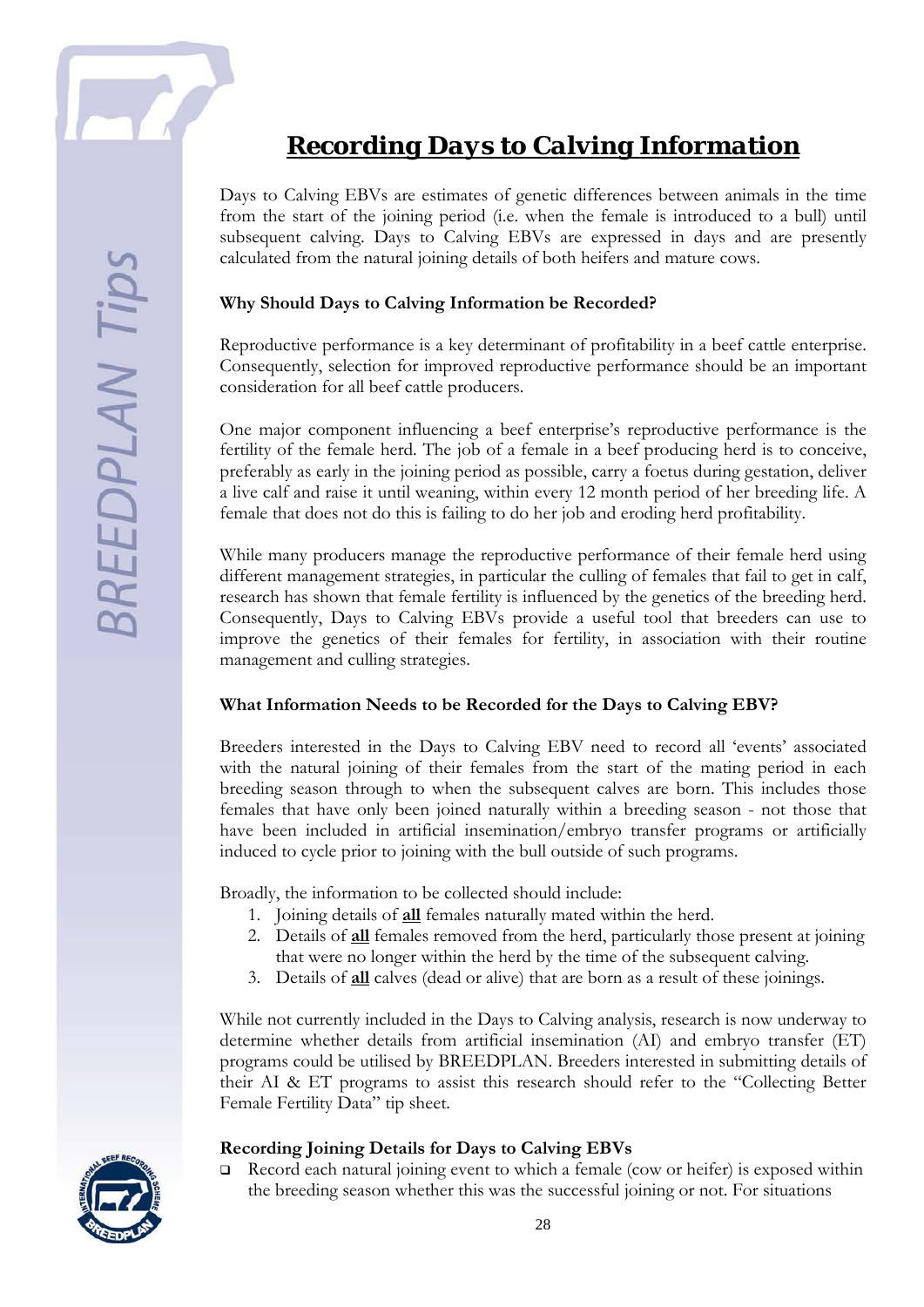# Recording Days to Calving Information

Days to Calving EBVs are estimates of genetic differences between animals in the time from the start of the joining period (i.e. when the female is introduced to a bull) until subsequent calving. Days to Calving EBVs are expressed in days and are presently calculated from the natural joining details of both heifers and mature cows.

### Why Should Days to Calving Information be Recorded?

Reproductive performance is a key determinant of profitability in a beef cattle enterprise. Consequently, selection for improved reproductive performance should be an important consideration for all beef cattle producers.

One major component influencing a beef enterprise's reproductive performance is the fertility of the female herd. The job of a female in a beef producing herd is to conceive, preferably as early in the joining period as possible, carry a foetus during gestation, deliver a live calf and raise it until weaning, within every 12 month period of her breeding life. A female that does not do this is failing to do her job and eroding herd profitability.

While many producers manage the reproductive performance of their female herd using different management strategies, in particular the culling of females that fail to get in calf, research has shown that female fertility is influenced by the genetics of the breeding herd. Consequently, Days to Calving EBVs provide a useful tool that breeders can use to improve the genetics of their females for fertility, in association with their routine management and culling strategies.

### What Information Needs to be Recorded for the Days to Calving EBV?

Breeders interested in the Days to Calving EBV need to record all 'events' associated with the natural joining of their females from the start of the mating period in each breeding season through to when the subsequent calves are born. This includes those females that have only been joined naturally within a breeding season - not those that have been included in artificial insemination/embryo transfer programs or artificially induced to cycle prior to joining with the bull outside of such programs.

Broadly, the information to be collected should include:

1. Joining details of **<u>all</u>** females naturally mated within the herd.
2. Details of **<u>all</u>** females removed from the herd, particularly those present at joining that were no longer within the herd by the time of the subsequent calving.
3. Details of **<u>all</u>** calves (dead or alive) that are born as a result of these joinings.

While not currently included in the Days to Calving analysis, research is now underway to determine whether details from artificial insemination (AI) and embryo transfer (ET) programs could be utilised by BREEDPLAN. Breeders interested in submitting details of their AI & ET programs to assist this research should refer to the "Collecting Better Female Fertility Data" tip sheet.

### Recording Joining Details for Days to Calving EBVs

- Record each natural joining event to which a female (cow or heifer) is exposed within the breeding season whether this was the successful joining or not. For situations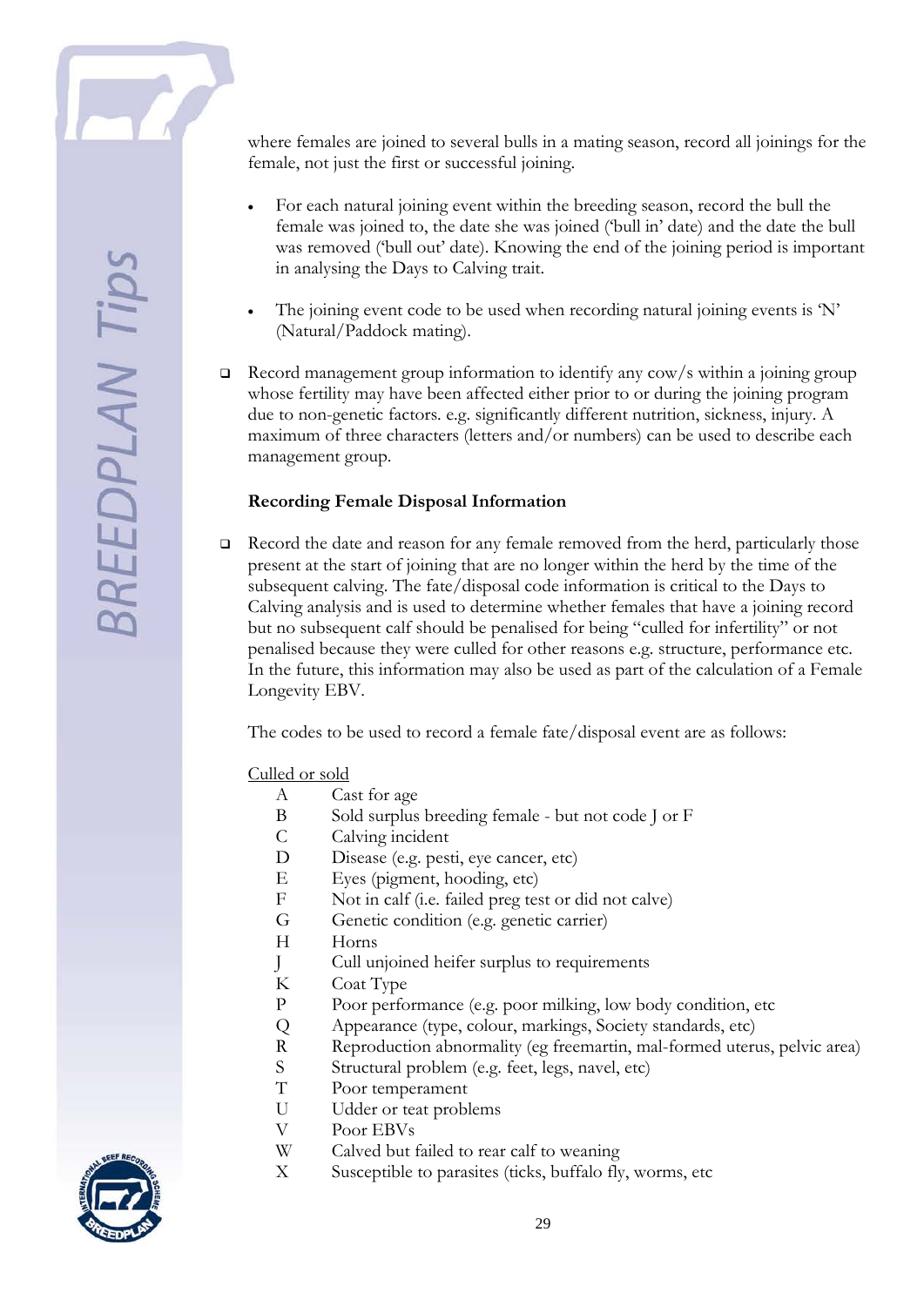where females are joined to several bulls in a mating season, record all joinings for the female, not just the first or successful joining.

- For each natural joining event within the breeding season, record the bull the female was joined to, the date she was joined ('bull in' date) and the date the bull was removed ('bull out' date). Knowing the end of the joining period is important in analysing the Days to Calving trait.

- The joining event code to be used when recording natural joining events is 'N' (Natural/Paddock mating).

- Record management group information to identify any cow/s within a joining group whose fertility may have been affected either prior to or during the joining program due to non-genetic factors. e.g. significantly different nutrition, sickness, injury. A maximum of three characters (letters and/or numbers) can be used to describe each management group.

**Recording Female Disposal Information**

- Record the date and reason for any female removed from the herd, particularly those present at the start of joining that are no longer within the herd by the time of the subsequent calving. The fate/disposal code information is critical to the Days to Calving analysis and is used to determine whether females that have a joining record but no subsequent calf should be penalised for being "culled for infertility" or not penalised because they were culled for other reasons e.g. structure, performance etc. In the future, this information may also be used as part of the calculation of a Female Longevity EBV.

The codes to be used to record a female fate/disposal event are as follows:

<u>Culled or sold</u>

| | |
|---|---|
| A | Cast for age |
| B | Sold surplus breeding female - but not code J or F |
| C | Calving incident |
| D | Disease (e.g. pesti, eye cancer, etc) |
| E | Eyes (pigment, hooding, etc) |
| F | Not in calf (i.e. failed preg test or did not calve) |
| G | Genetic condition (e.g. genetic carrier) |
| H | Horns |
| J | Cull unjoined heifer surplus to requirements |
| K | Coat Type |
| P | Poor performance (e.g. poor milking, low body condition, etc |
| Q | Appearance (type, colour, markings, Society standards, etc) |
| R | Reproduction abnormality (eg freemartin, mal-formed uterus, pelvic area) |
| S | Structural problem (e.g. feet, legs, navel, etc) |
| T | Poor temperament |
| U | Udder or teat problems |
| V | Poor EBVs |
| W | Calved but failed to rear calf to weaning |
| X | Susceptible to parasites (ticks, buffalo fly, worms, etc |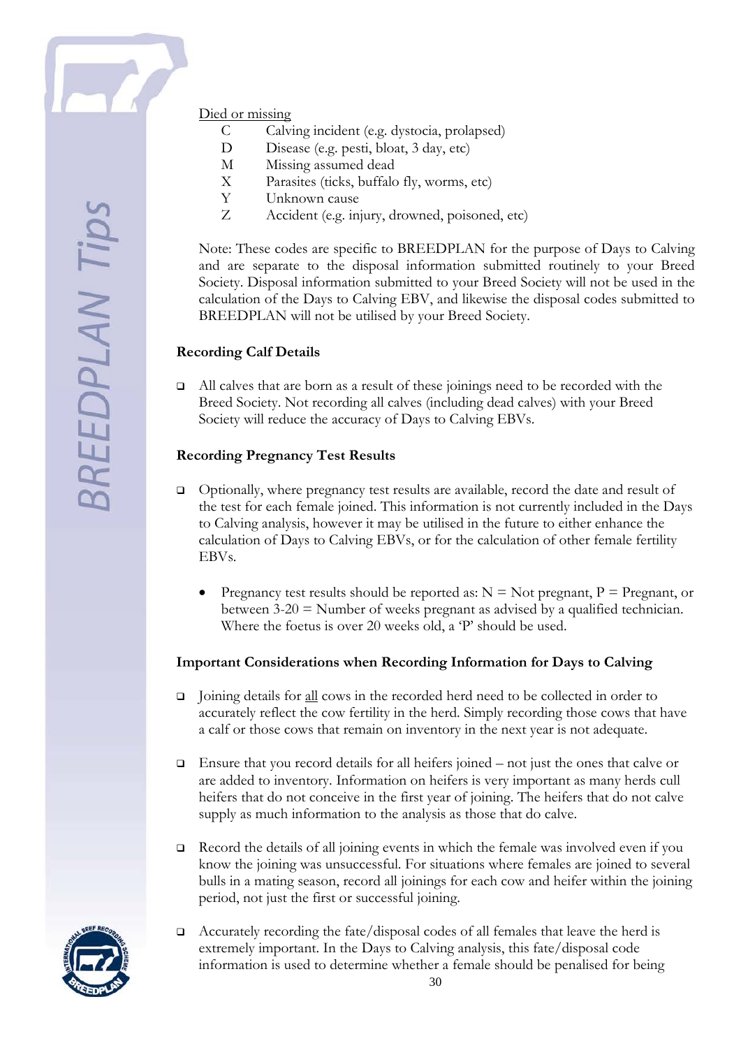Died or missing

- C  Calving incident (e.g. dystocia, prolapsed)
- D  Disease (e.g. pesti, bloat, 3 day, etc)
- M  Missing assumed dead
- X  Parasites (ticks, buffalo fly, worms, etc)
- Y  Unknown cause
- Z  Accident (e.g. injury, drowned, poisoned, etc)

Note: These codes are specific to BREEDPLAN for the purpose of Days to Calving and are separate to the disposal information submitted routinely to your Breed Society. Disposal information submitted to your Breed Society will not be used in the calculation of the Days to Calving EBV, and likewise the disposal codes submitted to BREEDPLAN will not be utilised by your Breed Society.

**Recording Calf Details**

- All calves that are born as a result of these joinings need to be recorded with the Breed Society. Not recording all calves (including dead calves) with your Breed Society will reduce the accuracy of Days to Calving EBVs.

**Recording Pregnancy Test Results**

- Optionally, where pregnancy test results are available, record the date and result of the test for each female joined. This information is not currently included in the Days to Calving analysis, however it may be utilised in the future to either enhance the calculation of Days to Calving EBVs, or for the calculation of other female fertility EBVs.
    - Pregnancy test results should be reported as: N = Not pregnant, P = Pregnant, or between 3-20 = Number of weeks pregnant as advised by a qualified technician. Where the foetus is over 20 weeks old, a 'P' should be used.

**Important Considerations when Recording Information for Days to Calving**

- Joining details for all cows in the recorded herd need to be collected in order to accurately reflect the cow fertility in the herd. Simply recording those cows that have a calf or those cows that remain on inventory in the next year is not adequate.
- Ensure that you record details for all heifers joined – not just the ones that calve or are added to inventory. Information on heifers is very important as many herds cull heifers that do not conceive in the first year of joining. The heifers that do not calve supply as much information to the analysis as those that do calve.
- Record the details of all joining events in which the female was involved even if you know the joining was unsuccessful. For situations where females are joined to several bulls in a mating season, record all joinings for each cow and heifer within the joining period, not just the first or successful joining.
- Accurately recording the fate/disposal codes of all females that leave the herd is extremely important. In the Days to Calving analysis, this fate/disposal code information is used to determine whether a female should be penalised for being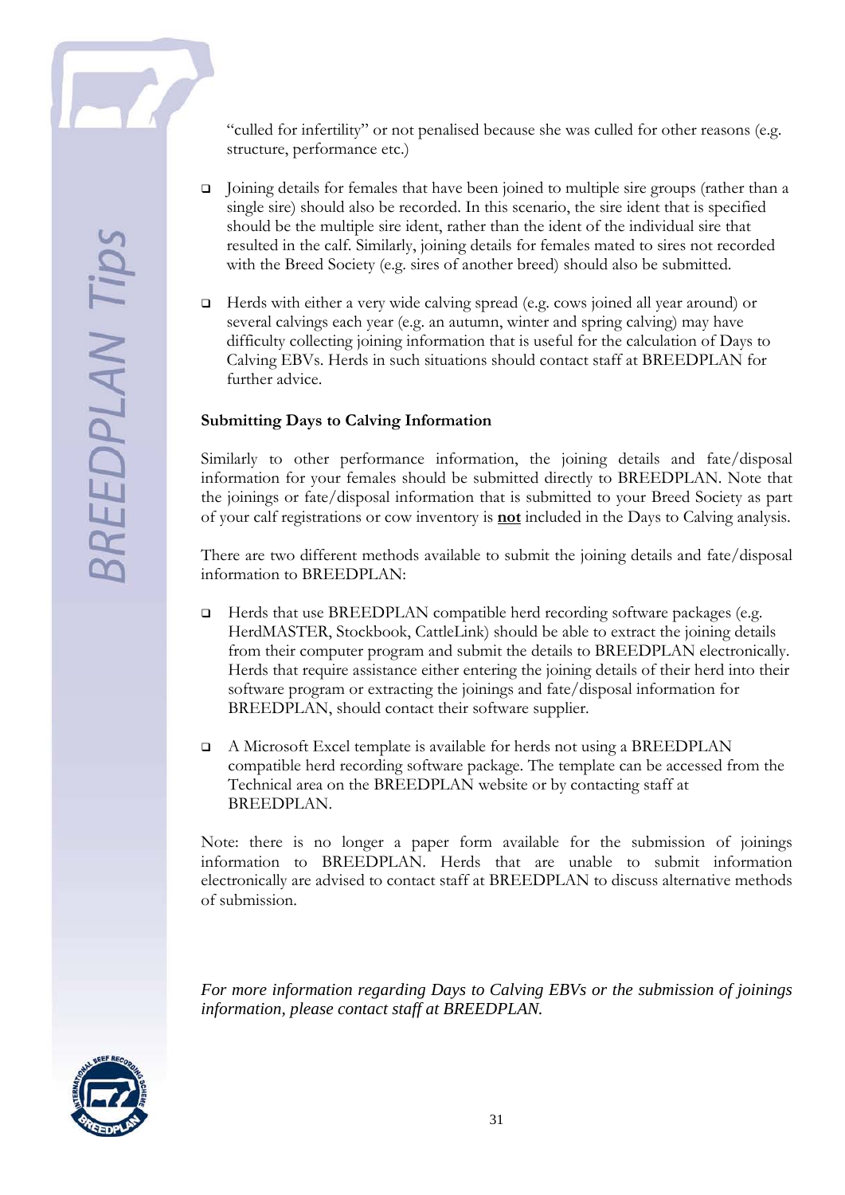"culled for infertility" or not penalised because she was culled for other reasons (e.g. structure, performance etc.)

- Joining details for females that have been joined to multiple sire groups (rather than a single sire) should also be recorded. In this scenario, the sire ident that is specified should be the multiple sire ident, rather than the ident of the individual sire that resulted in the calf. Similarly, joining details for females mated to sires not recorded with the Breed Society (e.g. sires of another breed) should also be submitted.

- Herds with either a very wide calving spread (e.g. cows joined all year around) or several calvings each year (e.g. an autumn, winter and spring calving) may have difficulty collecting joining information that is useful for the calculation of Days to Calving EBVs. Herds in such situations should contact staff at BREEDPLAN for further advice.

### Submitting Days to Calving Information

Similarly to other performance information, the joining details and fate/disposal information for your females should be submitted directly to BREEDPLAN. Note that the joinings or fate/disposal information that is submitted to your Breed Society as part of your calf registrations or cow inventory is **not** included in the Days to Calving analysis.

There are two different methods available to submit the joining details and fate/disposal information to BREEDPLAN:

- Herds that use BREEDPLAN compatible herd recording software packages (e.g. HerdMASTER, Stockbook, CattleLink) should be able to extract the joining details from their computer program and submit the details to BREEDPLAN electronically. Herds that require assistance either entering the joining details of their herd into their software program or extracting the joinings and fate/disposal information for BREEDPLAN, should contact their software supplier.

- A Microsoft Excel template is available for herds not using a BREEDPLAN compatible herd recording software package. The template can be accessed from the Technical area on the BREEDPLAN website or by contacting staff at BREEDPLAN.

Note: there is no longer a paper form available for the submission of joinings information to BREEDPLAN. Herds that are unable to submit information electronically are advised to contact staff at BREEDPLAN to discuss alternative methods of submission.

*For more information regarding Days to Calving EBVs or the submission of joinings information, please contact staff at BREEDPLAN.*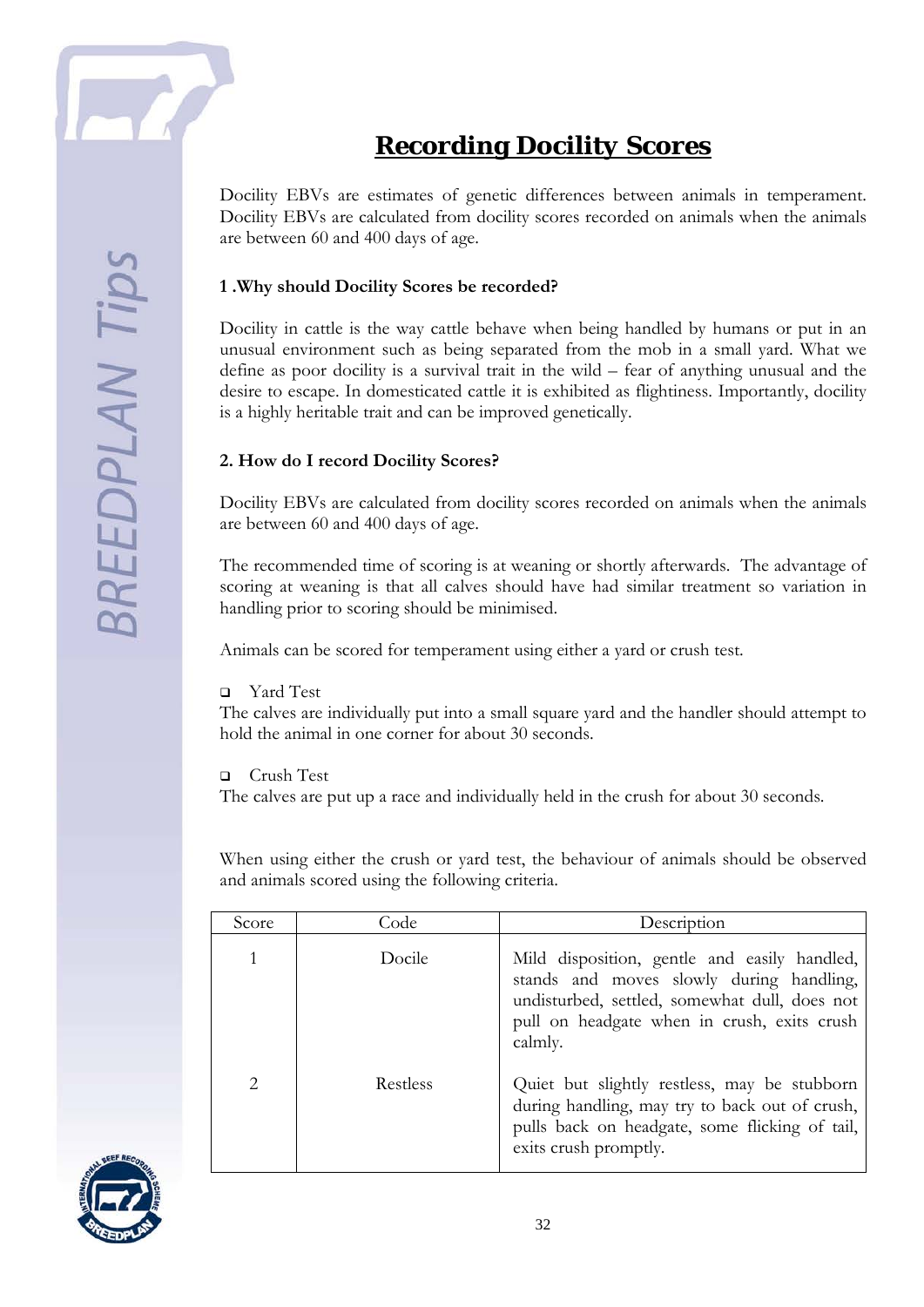# Recording Docility Scores

Docility EBVs are estimates of genetic differences between animals in temperament. Docility EBVs are calculated from docility scores recorded on animals when the animals are between 60 and 400 days of age.

### 1 .Why should Docility Scores be recorded?

Docility in cattle is the way cattle behave when being handled by humans or put in an unusual environment such as being separated from the mob in a small yard. What we define as poor docility is a survival trait in the wild – fear of anything unusual and the desire to escape. In domesticated cattle it is exhibited as flightiness. Importantly, docility is a highly heritable trait and can be improved genetically.

### 2. How do I record Docility Scores?

Docility EBVs are calculated from docility scores recorded on animals when the animals are between 60 and 400 days of age.

The recommended time of scoring is at weaning or shortly afterwards. The advantage of scoring at weaning is that all calves should have had similar treatment so variation in handling prior to scoring should be minimised.

Animals can be scored for temperament using either a yard or crush test.

- Yard Test

The calves are individually put into a small square yard and the handler should attempt to hold the animal in one corner for about 30 seconds.

- Crush Test

The calves are put up a race and individually held in the crush for about 30 seconds.

When using either the crush or yard test, the behaviour of animals should be observed and animals scored using the following criteria.

| Score | Code | Description |
|---|---|---|
| 1 | Docile | Mild disposition, gentle and easily handled, stands and moves slowly during handling, undisturbed, settled, somewhat dull, does not pull on headgate when in crush, exits crush calmly. |
| 2 | Restless | Quiet but slightly restless, may be stubborn during handling, may try to back out of crush, pulls back on headgate, some flicking of tail, exits crush promptly. |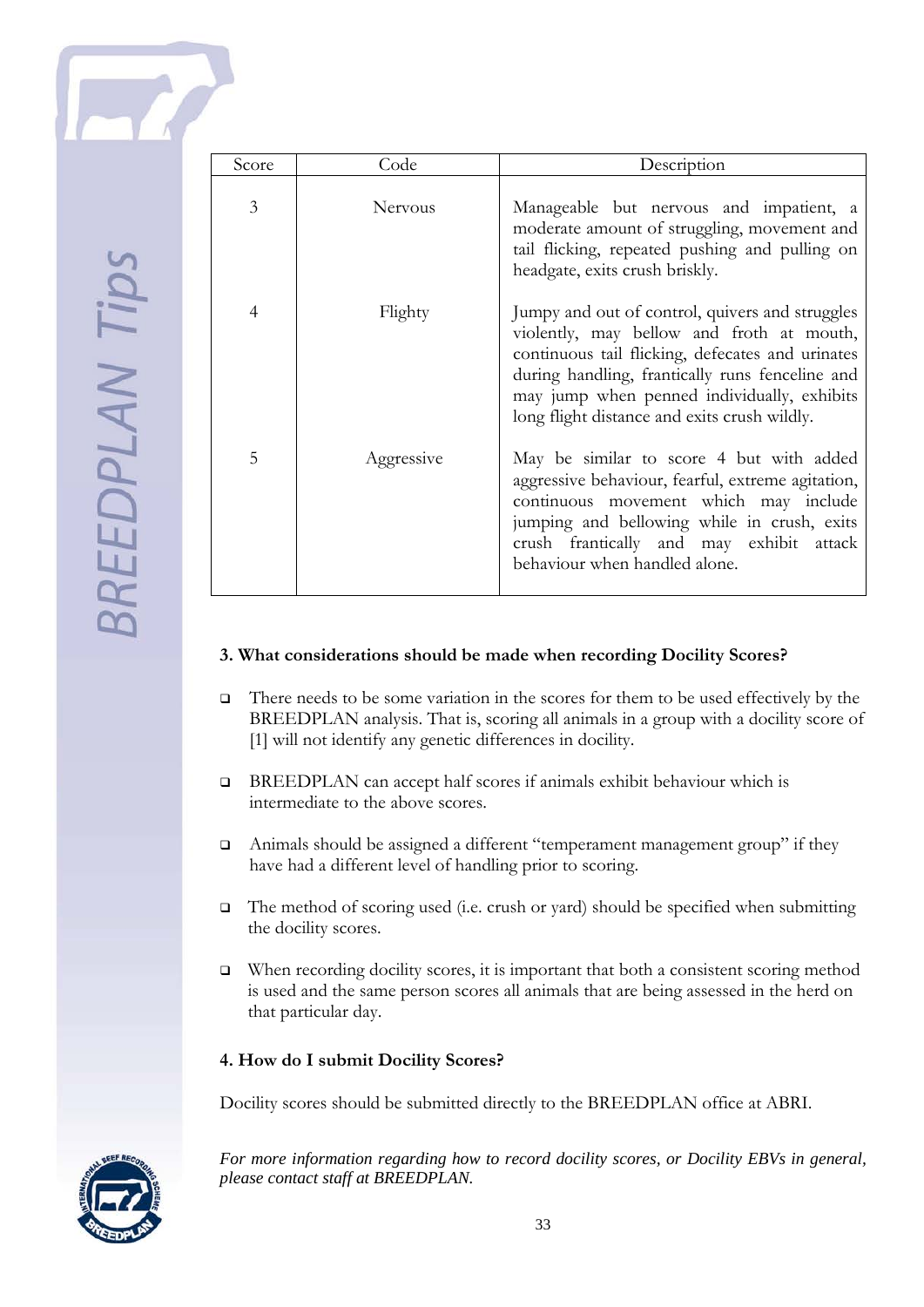| Score | Code | Description |
|---|---|---|
| 3 | Nervous | Manageable but nervous and impatient, a moderate amount of struggling, movement and tail flicking, repeated pushing and pulling on headgate, exits crush briskly. |
| 4 | Flighty | Jumpy and out of control, quivers and struggles violently, may bellow and froth at mouth, continuous tail flicking, defecates and urinates during handling, frantically runs fenceline and may jump when penned individually, exhibits long flight distance and exits crush wildly. |
| 5 | Aggressive | May be similar to score 4 but with added aggressive behaviour, fearful, extreme agitation, continuous movement which may include jumping and bellowing while in crush, exits crush frantically and may exhibit attack behaviour when handled alone. |

**3. What considerations should be made when recording Docility Scores?**

- There needs to be some variation in the scores for them to be used effectively by the BREEDPLAN analysis. That is, scoring all animals in a group with a docility score of [1] will not identify any genetic differences in docility.
- BREEDPLAN can accept half scores if animals exhibit behaviour which is intermediate to the above scores.
- Animals should be assigned a different "temperament management group" if they have had a different level of handling prior to scoring.
- The method of scoring used (i.e. crush or yard) should be specified when submitting the docility scores.
- When recording docility scores, it is important that both a consistent scoring method is used and the same person scores all animals that are being assessed in the herd on that particular day.

**4. How do I submit Docility Scores?**

Docility scores should be submitted directly to the BREEDPLAN office at ABRI.

*For more information regarding how to record docility scores, or Docility EBVs in general, please contact staff at BREEDPLAN.*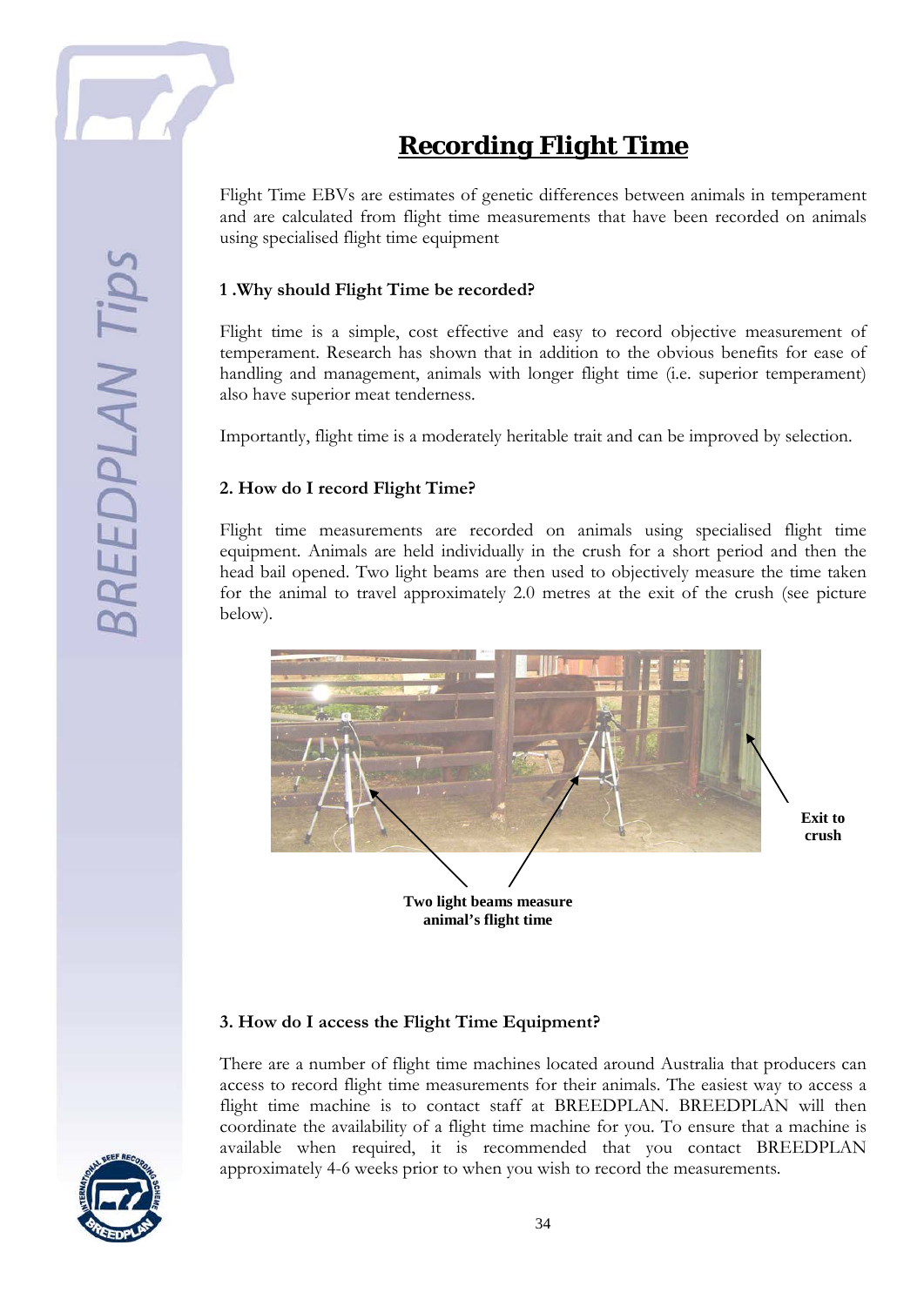# Recording Flight Time

Flight Time EBVs are estimates of genetic differences between animals in temperament and are calculated from flight time measurements that have been recorded on animals using specialised flight time equipment

### 1 .Why should Flight Time be recorded?

Flight time is a simple, cost effective and easy to record objective measurement of temperament. Research has shown that in addition to the obvious benefits for ease of handling and management, animals with longer flight time (i.e. superior temperament) also have superior meat tenderness.

Importantly, flight time is a moderately heritable trait and can be improved by selection.

### 2. How do I record Flight Time?

Flight time measurements are recorded on animals using specialised flight time equipment. Animals are held individually in the crush for a short period and then the head bail opened. Two light beams are then used to objectively measure the time taken for the animal to travel approximately 2.0 metres at the exit of the crush (see picture below).

**Exit to crush**

**Two light beams measure animal's flight time**

### 3. How do I access the Flight Time Equipment?

There are a number of flight time machines located around Australia that producers can access to record flight time measurements for their animals. The easiest way to access a flight time machine is to contact staff at BREEDPLAN. BREEDPLAN will then coordinate the availability of a flight time machine for you. To ensure that a machine is available when required, it is recommended that you contact BREEDPLAN approximately 4-6 weeks prior to when you wish to record the measurements.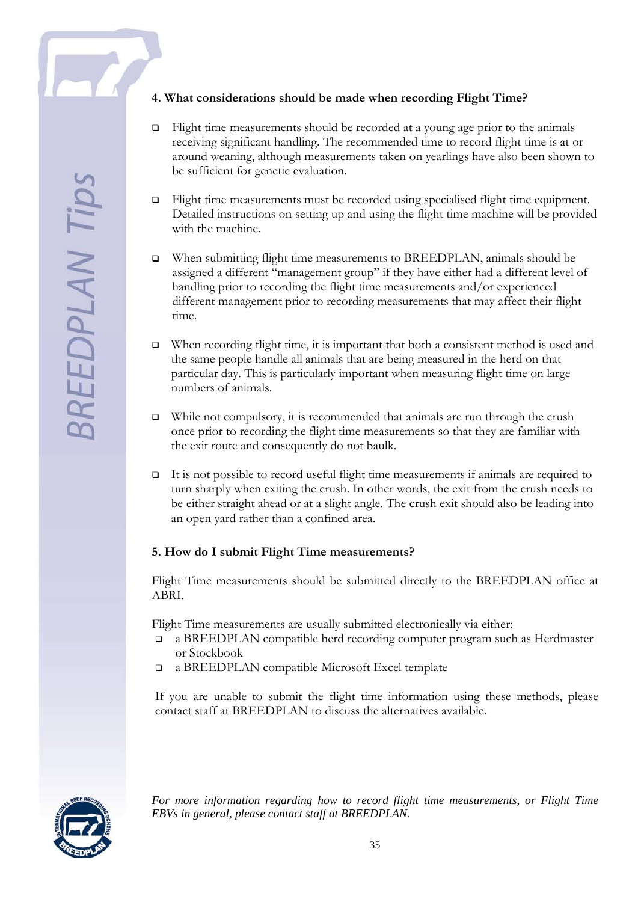### 4. What considerations should be made when recording Flight Time?

- Flight time measurements should be recorded at a young age prior to the animals receiving significant handling. The recommended time to record flight time is at or around weaning, although measurements taken on yearlings have also been shown to be sufficient for genetic evaluation.

- Flight time measurements must be recorded using specialised flight time equipment. Detailed instructions on setting up and using the flight time machine will be provided with the machine.

- When submitting flight time measurements to BREEDPLAN, animals should be assigned a different "management group" if they have either had a different level of handling prior to recording the flight time measurements and/or experienced different management prior to recording measurements that may affect their flight time.

- When recording flight time, it is important that both a consistent method is used and the same people handle all animals that are being measured in the herd on that particular day. This is particularly important when measuring flight time on large numbers of animals.

- While not compulsory, it is recommended that animals are run through the crush once prior to recording the flight time measurements so that they are familiar with the exit route and consequently do not baulk.

- It is not possible to record useful flight time measurements if animals are required to turn sharply when exiting the crush. In other words, the exit from the crush needs to be either straight ahead or at a slight angle. The crush exit should also be leading into an open yard rather than a confined area.

### 5. How do I submit Flight Time measurements?

Flight Time measurements should be submitted directly to the BREEDPLAN office at ABRI.

Flight Time measurements are usually submitted electronically via either:

- a BREEDPLAN compatible herd recording computer program such as Herdmaster or Stockbook
- a BREEDPLAN compatible Microsoft Excel template

If you are unable to submit the flight time information using these methods, please contact staff at BREEDPLAN to discuss the alternatives available.

*For more information regarding how to record flight time measurements, or Flight Time EBVs in general, please contact staff at BREEDPLAN.*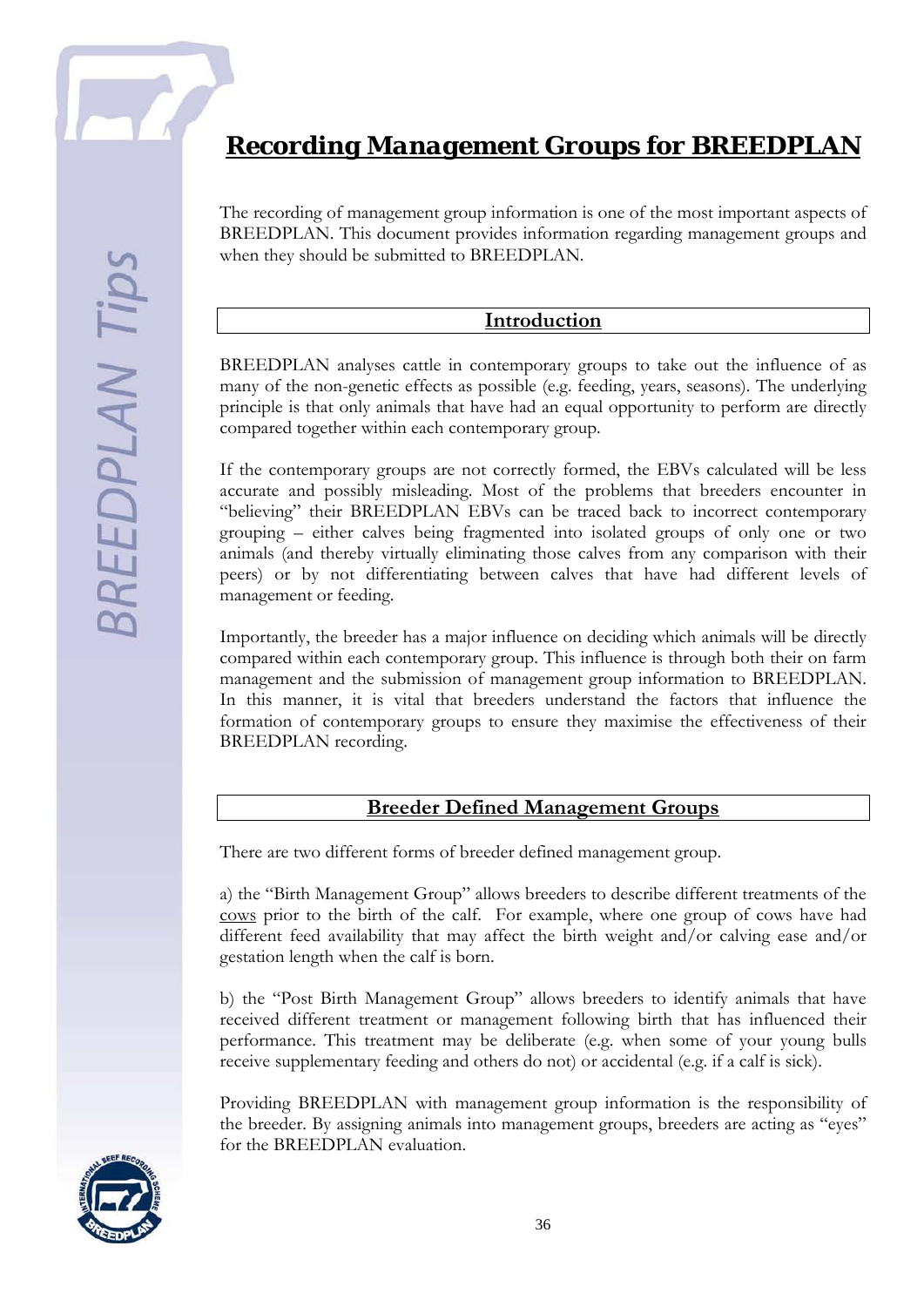# Recording Management Groups for BREEDPLAN

The recording of management group information is one of the most important aspects of BREEDPLAN. This document provides information regarding management groups and when they should be submitted to BREEDPLAN.

## Introduction

BREEDPLAN analyses cattle in contemporary groups to take out the influence of as many of the non-genetic effects as possible (e.g. feeding, years, seasons). The underlying principle is that only animals that have had an equal opportunity to perform are directly compared together within each contemporary group.

If the contemporary groups are not correctly formed, the EBVs calculated will be less accurate and possibly misleading. Most of the problems that breeders encounter in "believing" their BREEDPLAN EBVs can be traced back to incorrect contemporary grouping – either calves being fragmented into isolated groups of only one or two animals (and thereby virtually eliminating those calves from any comparison with their peers) or by not differentiating between calves that have had different levels of management or feeding.

Importantly, the breeder has a major influence on deciding which animals will be directly compared within each contemporary group. This influence is through both their on farm management and the submission of management group information to BREEDPLAN. In this manner, it is vital that breeders understand the factors that influence the formation of contemporary groups to ensure they maximise the effectiveness of their BREEDPLAN recording.

## Breeder Defined Management Groups

There are two different forms of breeder defined management group.

a) the "Birth Management Group" allows breeders to describe different treatments of the cows prior to the birth of the calf. For example, where one group of cows have had different feed availability that may affect the birth weight and/or calving ease and/or gestation length when the calf is born.

b) the "Post Birth Management Group" allows breeders to identify animals that have received different treatment or management following birth that has influenced their performance. This treatment may be deliberate (e.g. when some of your young bulls receive supplementary feeding and others do not) or accidental (e.g. if a calf is sick).

Providing BREEDPLAN with management group information is the responsibility of the breeder. By assigning animals into management groups, breeders are acting as "eyes" for the BREEDPLAN evaluation.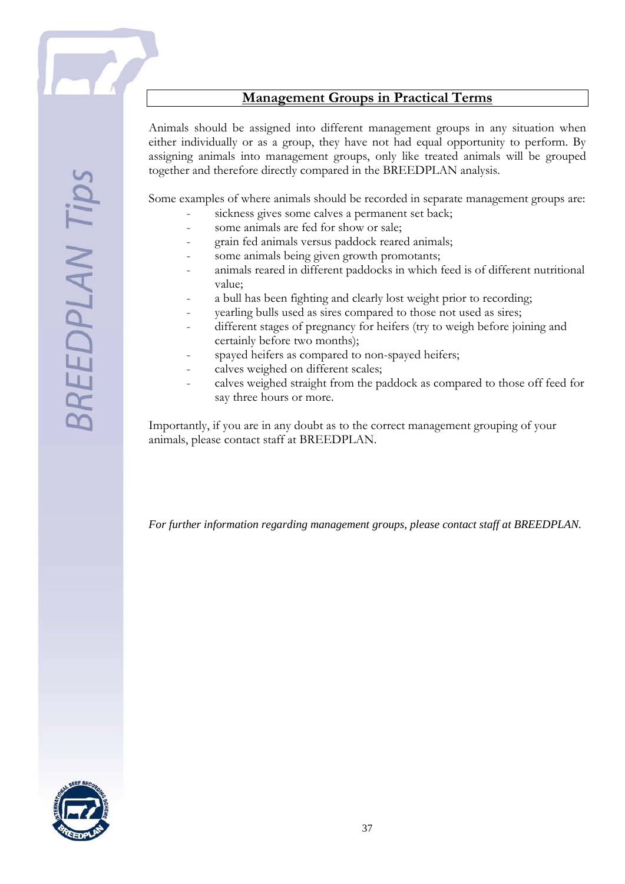## Management Groups in Practical Terms

Animals should be assigned into different management groups in any situation when either individually or as a group, they have not had equal opportunity to perform. By assigning animals into management groups, only like treated animals will be grouped together and therefore directly compared in the BREEDPLAN analysis.

Some examples of where animals should be recorded in separate management groups are:

- sickness gives some calves a permanent set back;
- some animals are fed for show or sale;
- grain fed animals versus paddock reared animals;
- some animals being given growth promotants;
- animals reared in different paddocks in which feed is of different nutritional value;
- a bull has been fighting and clearly lost weight prior to recording;
- yearling bulls used as sires compared to those not used as sires;
- different stages of pregnancy for heifers (try to weigh before joining and certainly before two months);
- spayed heifers as compared to non-spayed heifers;
- calves weighed on different scales;
- calves weighed straight from the paddock as compared to those off feed for say three hours or more.

Importantly, if you are in any doubt as to the correct management grouping of your animals, please contact staff at BREEDPLAN.

*For further information regarding management groups, please contact staff at BREEDPLAN.*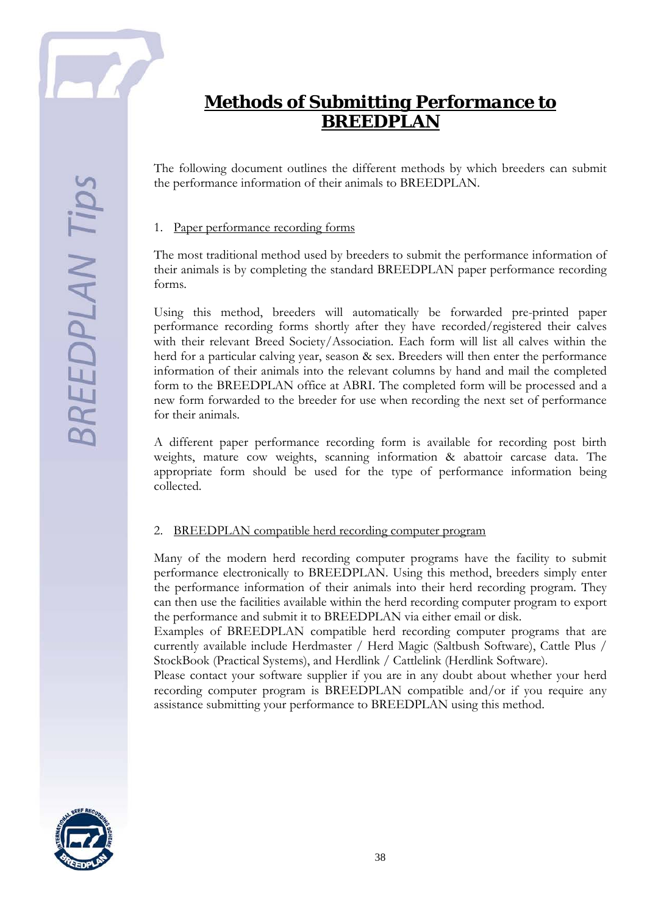# Methods of Submitting Performance to BREEDPLAN

The following document outlines the different methods by which breeders can submit the performance information of their animals to BREEDPLAN.

1. Paper performance recording forms

The most traditional method used by breeders to submit the performance information of their animals is by completing the standard BREEDPLAN paper performance recording forms.

Using this method, breeders will automatically be forwarded pre-printed paper performance recording forms shortly after they have recorded/registered their calves with their relevant Breed Society/Association. Each form will list all calves within the herd for a particular calving year, season & sex. Breeders will then enter the performance information of their animals into the relevant columns by hand and mail the completed form to the BREEDPLAN office at ABRI. The completed form will be processed and a new form forwarded to the breeder for use when recording the next set of performance for their animals.

A different paper performance recording form is available for recording post birth weights, mature cow weights, scanning information & abattoir carcase data. The appropriate form should be used for the type of performance information being collected.

2. BREEDPLAN compatible herd recording computer program

Many of the modern herd recording computer programs have the facility to submit performance electronically to BREEDPLAN. Using this method, breeders simply enter the performance information of their animals into their herd recording program. They can then use the facilities available within the herd recording computer program to export the performance and submit it to BREEDPLAN via either email or disk.

Examples of BREEDPLAN compatible herd recording computer programs that are currently available include Herdmaster / Herd Magic (Saltbush Software), Cattle Plus / StockBook (Practical Systems), and Herdlink / Cattlelink (Herdlink Software).

Please contact your software supplier if you are in any doubt about whether your herd recording computer program is BREEDPLAN compatible and/or if you require any assistance submitting your performance to BREEDPLAN using this method.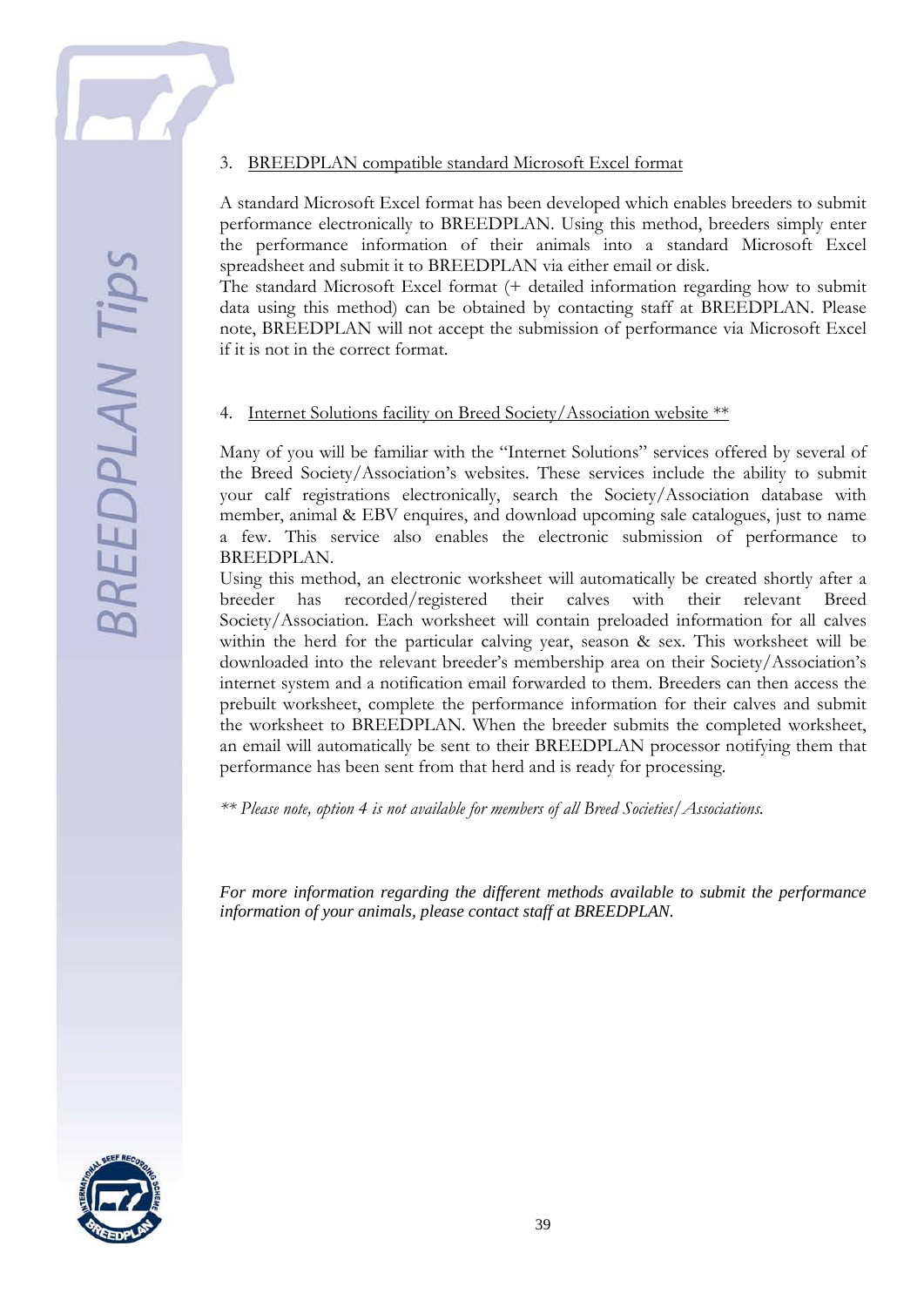3. <u>BREEDPLAN compatible standard Microsoft Excel format</u>

A standard Microsoft Excel format has been developed which enables breeders to submit performance electronically to BREEDPLAN. Using this method, breeders simply enter the performance information of their animals into a standard Microsoft Excel spreadsheet and submit it to BREEDPLAN via either email or disk.
The standard Microsoft Excel format (+ detailed information regarding how to submit data using this method) can be obtained by contacting staff at BREEDPLAN. Please note, BREEDPLAN will not accept the submission of performance via Microsoft Excel if it is not in the correct format.

4. <u>Internet Solutions facility on Breed Society/Association website **</u>

Many of you will be familiar with the "Internet Solutions" services offered by several of the Breed Society/Association's websites. These services include the ability to submit your calf registrations electronically, search the Society/Association database with member, animal & EBV enquires, and download upcoming sale catalogues, just to name a few. This service also enables the electronic submission of performance to BREEDPLAN.
Using this method, an electronic worksheet will automatically be created shortly after a breeder has recorded/registered their calves with their relevant Breed Society/Association. Each worksheet will contain preloaded information for all calves within the herd for the particular calving year, season & sex. This worksheet will be downloaded into the relevant breeder's membership area on their Society/Association's internet system and a notification email forwarded to them. Breeders can then access the prebuilt worksheet, complete the performance information for their calves and submit the worksheet to BREEDPLAN. When the breeder submits the completed worksheet, an email will automatically be sent to their BREEDPLAN processor notifying them that performance has been sent from that herd and is ready for processing.

*** Please note, option 4 is not available for members of all Breed Societies/Associations.*

*For more information regarding the different methods available to submit the performance information of your animals, please contact staff at BREEDPLAN.*